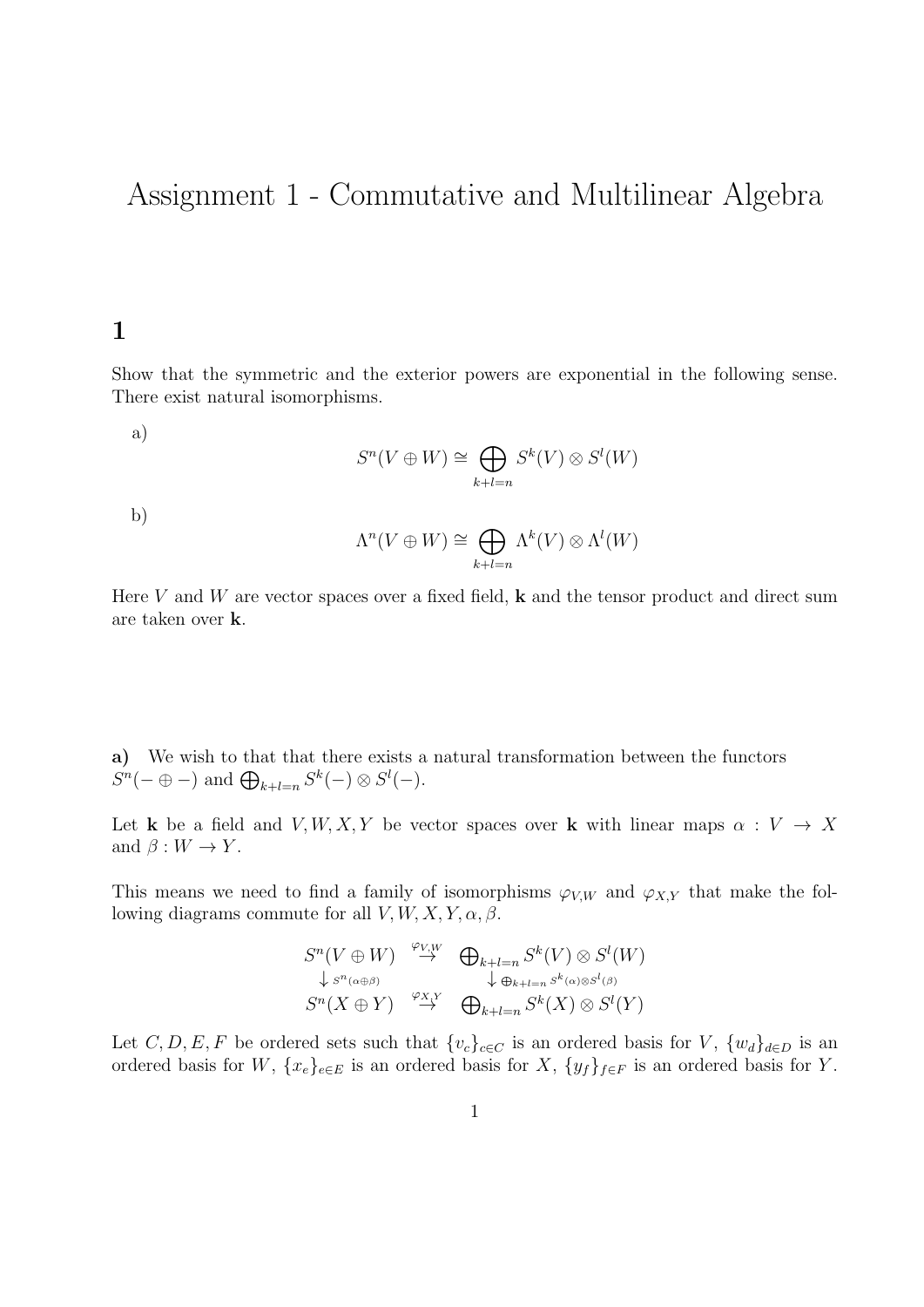# Assignment 1 - Commutative and Multilinear Algebra

## 1

Show that the symmetric and the exterior powers are exponential in the following sense. There exist natural isomorphisms.

a)

$$S^n(V \oplus W) \cong \bigoplus_{k+l=n} S^k(V) \otimes S^l(W)$$

b)

$$\Lambda^n(V \oplus W) \cong \bigoplus_{k+l=n} \Lambda^k(V) \otimes \Lambda^l(W)$$

Here $V$ and $W$ are vector spaces over a fixed field, $\mathbf{k}$ and the tensor product and direct sum are taken over $\mathbf{k}$.

**a)** We wish to that that there exists a natural transformation between the functors $S^n(- \oplus -)$ and $\bigoplus_{k+l=n} S^k(-) \otimes S^l(-)$.

Let $\mathbf{k}$ be a field and $V, W, X, Y$ be vector spaces over $\mathbf{k}$ with linear maps $\alpha : V \to X$ and $\beta : W \to Y$.

This means we need to find a family of isomorphisms $\varphi_{V,W}$ and $\varphi_{X,Y}$ that make the following diagrams commute for all $V, W, X, Y, \alpha, \beta$.

$$\begin{array}{ccc} S^n(V \oplus W) & \overset{\varphi_{V,W}}{\rightarrow} & \bigoplus_{k+l=n} S^k(V) \otimes S^l(W) \\ \downarrow_{S^n(\alpha \oplus \beta)} & & \downarrow_{\oplus_{k+l=n} S^k(\alpha) \otimes S^l(\beta)} \\ S^n(X \oplus Y) & \overset{\varphi_{X,Y}}{\rightarrow} & \bigoplus_{k+l=n} S^k(X) \otimes S^l(Y) \end{array}$$

Let $C, D, E, F$ be ordered sets such that $\{v_c\}_{c \in C}$ is an ordered basis for $V$, $\{w_d\}_{d \in D}$ is an ordered basis for $W$, $\{x_e\}_{e \in E}$ is an ordered basis for $X$, $\{y_f\}_{f \in F}$ is an ordered basis for $Y$.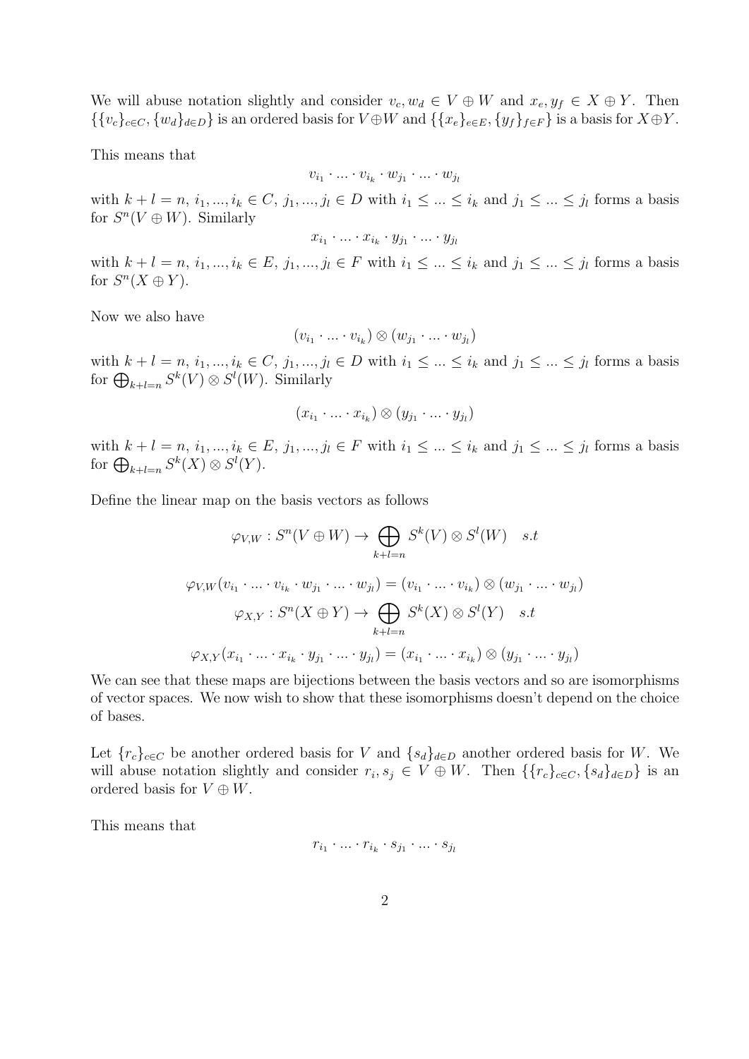We will abuse notation slightly and consider $v_c, w_d \in V \oplus W$ and $x_e, y_f \in X \oplus Y$. Then $\{\{v_c\}_{c\in C}, \{w_d\}_{d\in D}\}$ is an ordered basis for $V \oplus W$ and $\{\{x_e\}_{e\in E}, \{y_f\}_{f\in F}\}$ is a basis for $X \oplus Y$.

This means that

$$v_{i_1} \cdot ... \cdot v_{i_k} \cdot w_{j_1} \cdot ... \cdot w_{j_l}$$

with $k + l = n$, $i_1, ..., i_k \in C$, $j_1, ..., j_l \in D$ with $i_1 \leq ... \leq i_k$ and $j_1 \leq ... \leq j_l$ forms a basis for $S^n(V \oplus W)$. Similarly

$$x_{i_1} \cdot ... \cdot x_{i_k} \cdot y_{j_1} \cdot ... \cdot y_{j_l}$$

with $k + l = n$, $i_1, ..., i_k \in E$, $j_1, ..., j_l \in F$ with $i_1 \leq ... \leq i_k$ and $j_1 \leq ... \leq j_l$ forms a basis for $S^n(X \oplus Y)$.

Now we also have

$$(v_{i_1} \cdot ... \cdot v_{i_k}) \otimes (w_{j_1} \cdot ... \cdot w_{j_l})$$

with $k + l = n$, $i_1, ..., i_k \in C$, $j_1, ..., j_l \in D$ with $i_1 \leq ... \leq i_k$ and $j_1 \leq ... \leq j_l$ forms a basis for $\bigoplus_{k+l=n} S^k(V) \otimes S^l(W)$. Similarly

$$(x_{i_1} \cdot ... \cdot x_{i_k}) \otimes (y_{j_1} \cdot ... \cdot y_{j_l})$$

with $k + l = n$, $i_1, ..., i_k \in E$, $j_1, ..., j_l \in F$ with $i_1 \leq ... \leq i_k$ and $j_1 \leq ... \leq j_l$ forms a basis for $\bigoplus_{k+l=n} S^k(X) \otimes S^l(Y)$.

Define the linear map on the basis vectors as follows

$$\varphi_{V,W} : S^n(V \oplus W) \to \bigoplus_{k+l=n} S^k(V) \otimes S^l(W) \quad s.t$$

$$\varphi_{V,W}(v_{i_1} \cdot ... \cdot v_{i_k} \cdot w_{j_1} \cdot ... \cdot w_{j_l}) = (v_{i_1} \cdot ... \cdot v_{i_k}) \otimes (w_{j_1} \cdot ... \cdot w_{j_l})$$

$$\varphi_{X,Y} : S^n(X \oplus Y) \to \bigoplus_{k+l=n} S^k(X) \otimes S^l(Y) \quad s.t$$

$$\varphi_{X,Y}(x_{i_1} \cdot ... \cdot x_{i_k} \cdot y_{j_1} \cdot ... \cdot y_{j_l}) = (x_{i_1} \cdot ... \cdot x_{i_k}) \otimes (y_{j_1} \cdot ... \cdot y_{j_l})$$

We can see that these maps are bijections between the basis vectors and so are isomorphisms of vector spaces. We now wish to show that these isomorphisms doesn't depend on the choice of bases.

Let $\{r_c\}_{c\in C}$ be another ordered basis for $V$ and $\{s_d\}_{d\in D}$ another ordered basis for $W$. We will abuse notation slightly and consider $r_i, s_j \in V \oplus W$. Then $\{\{r_c\}_{c\in C}, \{s_d\}_{d\in D}\}$ is an ordered basis for $V \oplus W$.

This means that

$$r_{i_1} \cdot ... \cdot r_{i_k} \cdot s_{j_1} \cdot ... \cdot s_{j_l}$$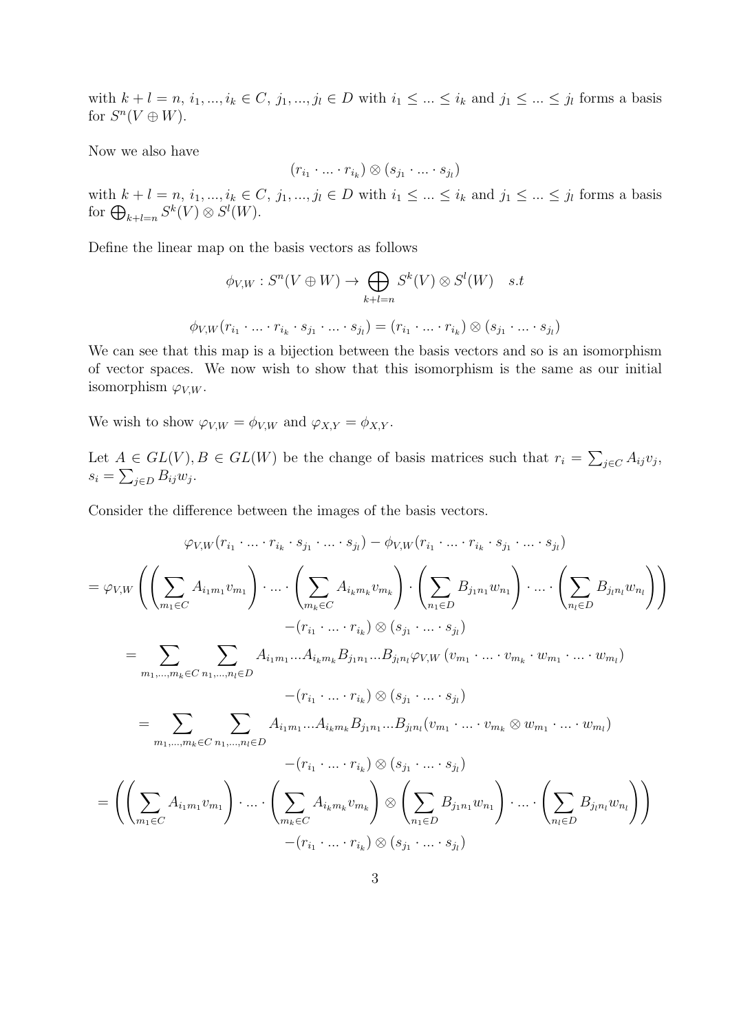with $k + l = n$, $i_1, ..., i_k \in C$, $j_1, ..., j_l \in D$ with $i_1 \leq ... \leq i_k$ and $j_1 \leq ... \leq j_l$ forms a basis for $S^n(V \oplus W)$.

Now we also have

$$(r_{i_1} \cdot ... \cdot r_{i_k}) \otimes (s_{j_1} \cdot ... \cdot s_{j_l})$$

with $k + l = n$, $i_1, ..., i_k \in C$, $j_1, ..., j_l \in D$ with $i_1 \leq ... \leq i_k$ and $j_1 \leq ... \leq j_l$ forms a basis for $\bigoplus_{k+l=n} S^k(V) \otimes S^l(W)$.

Define the linear map on the basis vectors as follows

$$\phi_{V,W} : S^n(V \oplus W) \to \bigoplus_{k+l=n} S^k(V) \otimes S^l(W) \quad s.t$$

$$\phi_{V,W}(r_{i_1} \cdot ... \cdot r_{i_k} \cdot s_{j_1} \cdot ... \cdot s_{j_l}) = (r_{i_1} \cdot ... \cdot r_{i_k}) \otimes (s_{j_1} \cdot ... \cdot s_{j_l})$$

We can see that this map is a bijection between the basis vectors and so is an isomorphism of vector spaces. We now wish to show that this isomorphism is the same as our initial isomorphism $\varphi_{V,W}$.

We wish to show $\varphi_{V,W} = \phi_{V,W}$ and $\varphi_{X,Y} = \phi_{X,Y}$.

Let $A \in GL(V), B \in GL(W)$ be the change of basis matrices such that $r_i = \sum_{j \in C} A_{ij} v_j$, $s_i = \sum_{j \in D} B_{ij} w_j$.

Consider the difference between the images of the basis vectors.

$$\varphi_{V,W}(r_{i_1} \cdot ... \cdot r_{i_k} \cdot s_{j_1} \cdot ... \cdot s_{j_l}) - \phi_{V,W}(r_{i_1} \cdot ... \cdot r_{i_k} \cdot s_{j_1} \cdot ... \cdot s_{j_l})$$

$$= \varphi_{V,W}\left(\left(\sum_{m_1 \in C} A_{i_1 m_1} v_{m_1}\right) \cdot ... \cdot \left(\sum_{m_k \in C} A_{i_k m_k} v_{m_k}\right) \cdot \left(\sum_{n_1 \in D} B_{j_1 n_1} w_{n_1}\right) \cdot ... \cdot \left(\sum_{n_l \in D} B_{j_l n_l} w_{n_l}\right)\right)$$
$$-(r_{i_1} \cdot ... \cdot r_{i_k}) \otimes (s_{j_1} \cdot ... \cdot s_{j_l})$$

$$= \sum_{m_1,...,m_k \in C} \sum_{n_1,...,n_l \in D} A_{i_1 m_1} ... A_{i_k m_k} B_{j_1 n_1} ... B_{j_l n_l} \varphi_{V,W}\left(v_{m_1} \cdot ... \cdot v_{m_k} \cdot w_{m_1} \cdot ... \cdot w_{m_l}\right)$$
$$-(r_{i_1} \cdot ... \cdot r_{i_k}) \otimes (s_{j_1} \cdot ... \cdot s_{j_l})$$

$$= \sum_{m_1,...,m_k \in C} \sum_{n_1,...,n_l \in D} A_{i_1 m_1} ... A_{i_k m_k} B_{j_1 n_1} ... B_{j_l n_l} (v_{m_1} \cdot ... \cdot v_{m_k} \otimes w_{m_1} \cdot ... \cdot w_{m_l})$$
$$-(r_{i_1} \cdot ... \cdot r_{i_k}) \otimes (s_{j_1} \cdot ... \cdot s_{j_l})$$

$$= \left(\left(\sum_{m_1 \in C} A_{i_1 m_1} v_{m_1}\right) \cdot ... \cdot \left(\sum_{m_k \in C} A_{i_k m_k} v_{m_k}\right) \otimes \left(\sum_{n_1 \in D} B_{j_1 n_1} w_{n_1}\right) \cdot ... \cdot \left(\sum_{n_l \in D} B_{j_l n_l} w_{n_l}\right)\right)$$
$$-(r_{i_1} \cdot ... \cdot r_{i_k}) \otimes (s_{j_1} \cdot ... \cdot s_{j_l})$$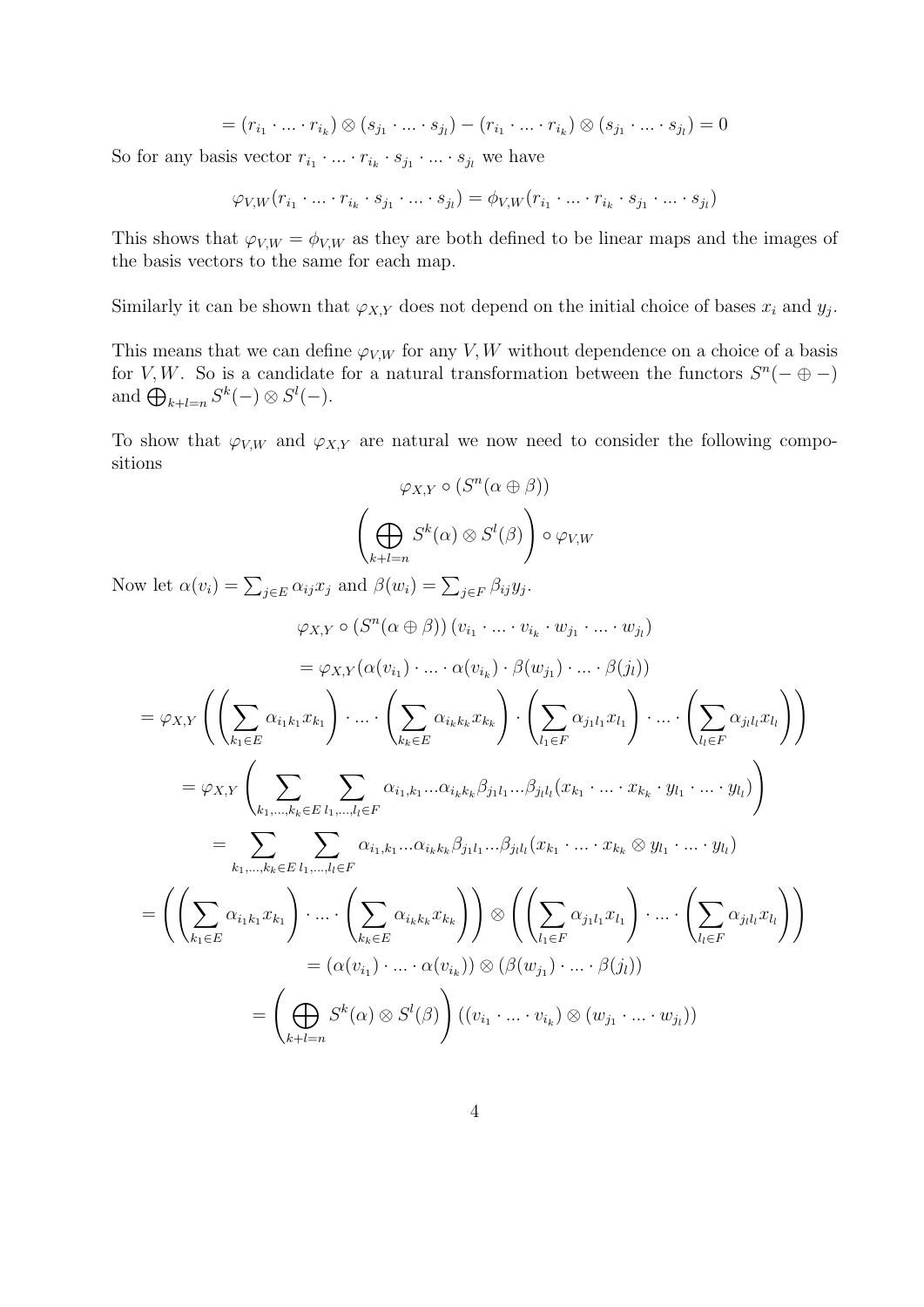$$= (r_{i_1} \cdot ... \cdot r_{i_k}) \otimes (s_{j_1} \cdot ... \cdot s_{j_l}) - (r_{i_1} \cdot ... \cdot r_{i_k}) \otimes (s_{j_1} \cdot ... \cdot s_{j_l}) = 0$$

So for any basis vector $r_{i_1} \cdot ... \cdot r_{i_k} \cdot s_{j_1} \cdot ... \cdot s_{j_l}$ we have

$$\varphi_{V,W}(r_{i_1} \cdot ... \cdot r_{i_k} \cdot s_{j_1} \cdot ... \cdot s_{j_l}) = \phi_{V,W}(r_{i_1} \cdot ... \cdot r_{i_k} \cdot s_{j_1} \cdot ... \cdot s_{j_l})$$

This shows that $\varphi_{V,W} = \phi_{V,W}$ as they are both defined to be linear maps and the images of the basis vectors to the same for each map.

Similarly it can be shown that $\varphi_{X,Y}$ does not depend on the initial choice of bases $x_i$ and $y_j$.

This means that we can define $\varphi_{V,W}$ for any $V, W$ without dependence on a choice of a basis for $V, W$. So is a candidate for a natural transformation between the functors $S^n(- \oplus -)$ and $\bigoplus_{k+l=n} S^k(-) \otimes S^l(-)$.

To show that $\varphi_{V,W}$ and $\varphi_{X,Y}$ are natural we now need to consider the following compositions

$$\varphi_{X,Y} \circ (S^n(\alpha \oplus \beta))$$

$$\left( \bigoplus_{k+l=n} S^k(\alpha) \otimes S^l(\beta) \right) \circ \varphi_{V,W}$$

Now let $\alpha(v_i) = \sum_{j \in E} \alpha_{ij} x_j$ and $\beta(w_i) = \sum_{j \in F} \beta_{ij} y_j$.

$$\varphi_{X,Y} \circ (S^n(\alpha \oplus \beta)) (v_{i_1} \cdot ... \cdot v_{i_k} \cdot w_{j_1} \cdot ... \cdot w_{j_l})$$

$$= \varphi_{X,Y}(\alpha(v_{i_1}) \cdot ... \cdot \alpha(v_{i_k}) \cdot \beta(w_{j_1}) \cdot ... \cdot \beta(j_l))$$

$$= \varphi_{X,Y} \left( \left( \sum_{k_1 \in E} \alpha_{i_1 k_1} x_{k_1} \right) \cdot ... \cdot \left( \sum_{k_k \in E} \alpha_{i_k k_k} x_{k_k} \right) \cdot \left( \sum_{l_1 \in F} \alpha_{j_1 l_1} x_{l_1} \right) \cdot ... \cdot \left( \sum_{l_l \in F} \alpha_{j_l l_l} x_{l_l} \right) \right)$$

$$= \varphi_{X,Y} \left( \sum_{k_1,...,k_k \in E} \sum_{l_1,...,l_l \in F} \alpha_{i_1,k_1} ... \alpha_{i_k k_k} \beta_{j_1 l_1} ... \beta_{j_l l_l} (x_{k_1} \cdot ... \cdot x_{k_k} \cdot y_{l_1} \cdot ... \cdot y_{l_l}) \right)$$

$$= \sum_{k_1,...,k_k \in E} \sum_{l_1,...,l_l \in F} \alpha_{i_1,k_1} ... \alpha_{i_k k_k} \beta_{j_1 l_1} ... \beta_{j_l l_l} (x_{k_1} \cdot ... \cdot x_{k_k} \otimes y_{l_1} \cdot ... \cdot y_{l_l})$$

$$= \left( \left( \sum_{k_1 \in E} \alpha_{i_1 k_1} x_{k_1} \right) \cdot ... \cdot \left( \sum_{k_k \in E} \alpha_{i_k k_k} x_{k_k} \right) \right) \otimes \left( \left( \sum_{l_1 \in F} \alpha_{j_1 l_1} x_{l_1} \right) \cdot ... \cdot \left( \sum_{l_l \in F} \alpha_{j_l l_l} x_{l_l} \right) \right)$$

$$= (\alpha(v_{i_1}) \cdot ... \cdot \alpha(v_{i_k})) \otimes (\beta(w_{j_1}) \cdot ... \cdot \beta(j_l))$$

$$= \left( \bigoplus_{k+l=n} S^k(\alpha) \otimes S^l(\beta) \right) ((v_{i_1} \cdot ... \cdot v_{i_k}) \otimes (w_{j_1} \cdot ... \cdot w_{j_l}))$$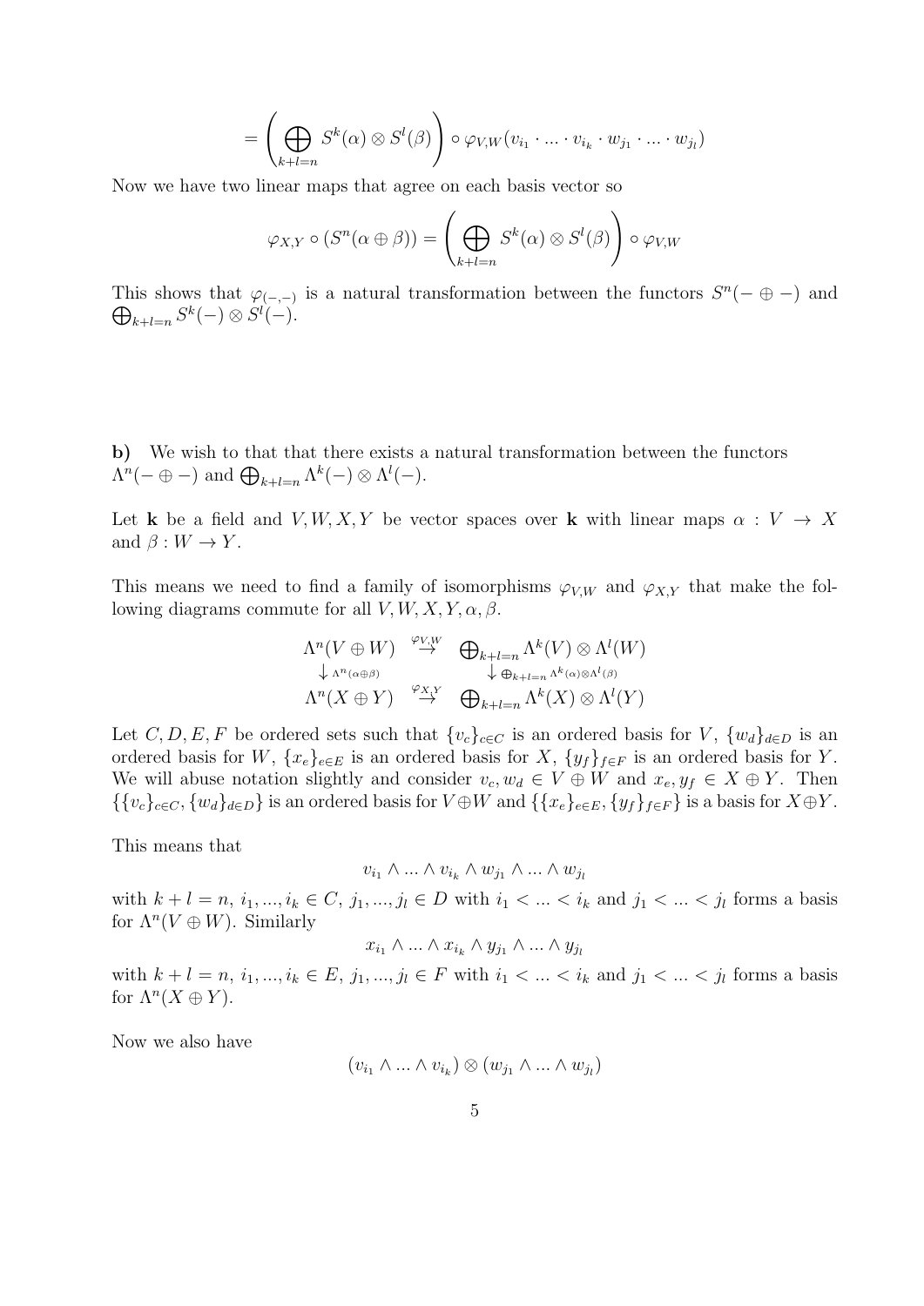$$= \left( \bigoplus_{k+l=n} S^k(\alpha) \otimes S^l(\beta) \right) \circ \varphi_{V,W}(v_{i_1} \cdot ... \cdot v_{i_k} \cdot w_{j_1} \cdot ... \cdot w_{j_l})$$

Now we have two linear maps that agree on each basis vector so

$$\varphi_{X,Y} \circ (S^n(\alpha \oplus \beta)) = \left( \bigoplus_{k+l=n} S^k(\alpha) \otimes S^l(\beta) \right) \circ \varphi_{V,W}$$

This shows that $\varphi_{(-,-)}$ is a natural transformation between the functors $S^n(- \oplus -)$ and $\bigoplus_{k+l=n} S^k(-) \otimes S^l(-)$.

**b)** We wish to that that there exists a natural transformation between the functors $\Lambda^n(- \oplus -)$ and $\bigoplus_{k+l=n} \Lambda^k(-) \otimes \Lambda^l(-)$.

Let $\mathbf{k}$ be a field and $V, W, X, Y$ be vector spaces over $\mathbf{k}$ with linear maps $\alpha : V \to X$ and $\beta : W \to Y$.

This means we need to find a family of isomorphisms $\varphi_{V,W}$ and $\varphi_{X,Y}$ that make the following diagrams commute for all $V, W, X, Y, \alpha, \beta$.

$$\begin{array}{ccc} \Lambda^n(V \oplus W) & \overset{\varphi_{V,W}}{\to} & \bigoplus_{k+l=n} \Lambda^k(V) \otimes \Lambda^l(W) \\ \downarrow {\scriptstyle \Lambda^n(\alpha\oplus\beta)} & & \downarrow {\scriptstyle \oplus_{k+l=n} \Lambda^k(\alpha)\otimes\Lambda^l(\beta)} \\ \Lambda^n(X \oplus Y) & \overset{\varphi_{X,Y}}{\to} & \bigoplus_{k+l=n} \Lambda^k(X) \otimes \Lambda^l(Y) \end{array}$$

Let $C, D, E, F$ be ordered sets such that $\{v_c\}_{c \in C}$ is an ordered basis for $V$, $\{w_d\}_{d \in D}$ is an ordered basis for $W$, $\{x_e\}_{e \in E}$ is an ordered basis for $X$, $\{y_f\}_{f \in F}$ is an ordered basis for $Y$. We will abuse notation slightly and consider $v_c, w_d \in V \oplus W$ and $x_e, y_f \in X \oplus Y$. Then $\{\{v_c\}_{c \in C}, \{w_d\}_{d \in D}\}$ is an ordered basis for $V \oplus W$ and $\{\{x_e\}_{e \in E}, \{y_f\}_{f \in F}\}$ is a basis for $X \oplus Y$.

This means that

$$v_{i_1} \wedge ... \wedge v_{i_k} \wedge w_{j_1} \wedge ... \wedge w_{j_l}$$

with $k + l = n$, $i_1, ..., i_k \in C$, $j_1, ..., j_l \in D$ with $i_1 < ... < i_k$ and $j_1 < ... < j_l$ forms a basis for $\Lambda^n(V \oplus W)$. Similarly

$$x_{i_1} \wedge ... \wedge x_{i_k} \wedge y_{j_1} \wedge ... \wedge y_{j_l}$$

with $k + l = n$, $i_1, ..., i_k \in E$, $j_1, ..., j_l \in F$ with $i_1 < ... < i_k$ and $j_1 < ... < j_l$ forms a basis for $\Lambda^n(X \oplus Y)$.

Now we also have

$$(v_{i_1} \wedge ... \wedge v_{i_k}) \otimes (w_{j_1} \wedge ... \wedge w_{j_l})$$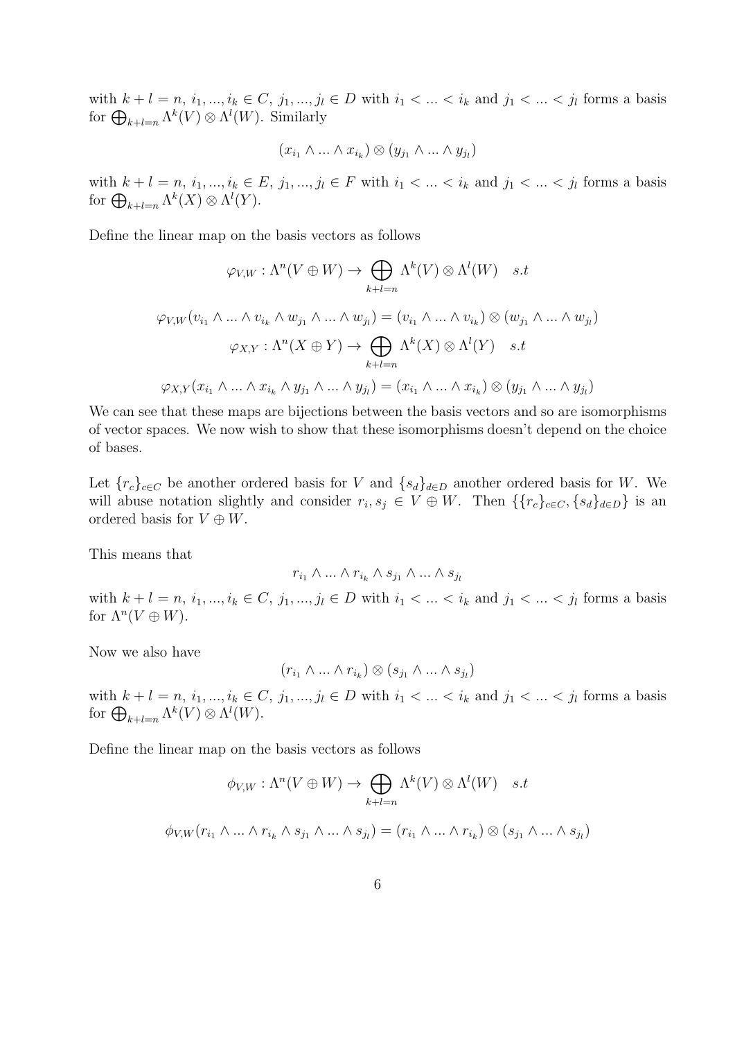with $k+l=n$, $i_1,...,i_k \in C$, $j_1,...,j_l \in D$ with $i_1 < ... < i_k$ and $j_1 < ... < j_l$ forms a basis for $\bigoplus_{k+l=n} \Lambda^k(V) \otimes \Lambda^l(W)$. Similarly

$$(x_{i_1} \wedge ... \wedge x_{i_k}) \otimes (y_{j_1} \wedge ... \wedge y_{j_l})$$

with $k+l=n$, $i_1,...,i_k \in E$, $j_1,...,j_l \in F$ with $i_1 < ... < i_k$ and $j_1 < ... < j_l$ forms a basis for $\bigoplus_{k+l=n} \Lambda^k(X) \otimes \Lambda^l(Y)$.

Define the linear map on the basis vectors as follows

$$\varphi_{V,W} : \Lambda^n(V \oplus W) \to \bigoplus_{k+l=n} \Lambda^k(V) \otimes \Lambda^l(W) \quad s.t$$

$$\varphi_{V,W}(v_{i_1} \wedge ... \wedge v_{i_k} \wedge w_{j_1} \wedge ... \wedge w_{j_l}) = (v_{i_1} \wedge ... \wedge v_{i_k}) \otimes (w_{j_1} \wedge ... \wedge w_{j_l})$$

$$\varphi_{X,Y} : \Lambda^n(X \oplus Y) \to \bigoplus_{k+l=n} \Lambda^k(X) \otimes \Lambda^l(Y) \quad s.t$$

$$\varphi_{X,Y}(x_{i_1} \wedge ... \wedge x_{i_k} \wedge y_{j_1} \wedge ... \wedge y_{j_l}) = (x_{i_1} \wedge ... \wedge x_{i_k}) \otimes (y_{j_1} \wedge ... \wedge y_{j_l})$$

We can see that these maps are bijections between the basis vectors and so are isomorphisms of vector spaces. We now wish to show that these isomorphisms doesn't depend on the choice of bases.

Let $\{r_c\}_{c \in C}$ be another ordered basis for $V$ and $\{s_d\}_{d \in D}$ another ordered basis for $W$. We will abuse notation slightly and consider $r_i, s_j \in V \oplus W$. Then $\{\{r_c\}_{c \in C}, \{s_d\}_{d \in D}\}$ is an ordered basis for $V \oplus W$.

This means that

$$r_{i_1} \wedge ... \wedge r_{i_k} \wedge s_{j_1} \wedge ... \wedge s_{j_l}$$

with $k+l=n$, $i_1,...,i_k \in C$, $j_1,...,j_l \in D$ with $i_1 < ... < i_k$ and $j_1 < ... < j_l$ forms a basis for $\Lambda^n(V \oplus W)$.

Now we also have

$$(r_{i_1} \wedge ... \wedge r_{i_k}) \otimes (s_{j_1} \wedge ... \wedge s_{j_l})$$

with $k+l=n$, $i_1,...,i_k \in C$, $j_1,...,j_l \in D$ with $i_1 < ... < i_k$ and $j_1 < ... < j_l$ forms a basis for $\bigoplus_{k+l=n} \Lambda^k(V) \otimes \Lambda^l(W)$.

Define the linear map on the basis vectors as follows

$$\phi_{V,W} : \Lambda^n(V \oplus W) \to \bigoplus_{k+l=n} \Lambda^k(V) \otimes \Lambda^l(W) \quad s.t$$

$$\phi_{V,W}(r_{i_1} \wedge ... \wedge r_{i_k} \wedge s_{j_1} \wedge ... \wedge s_{j_l}) = (r_{i_1} \wedge ... \wedge r_{i_k}) \otimes (s_{j_1} \wedge ... \wedge s_{j_l})$$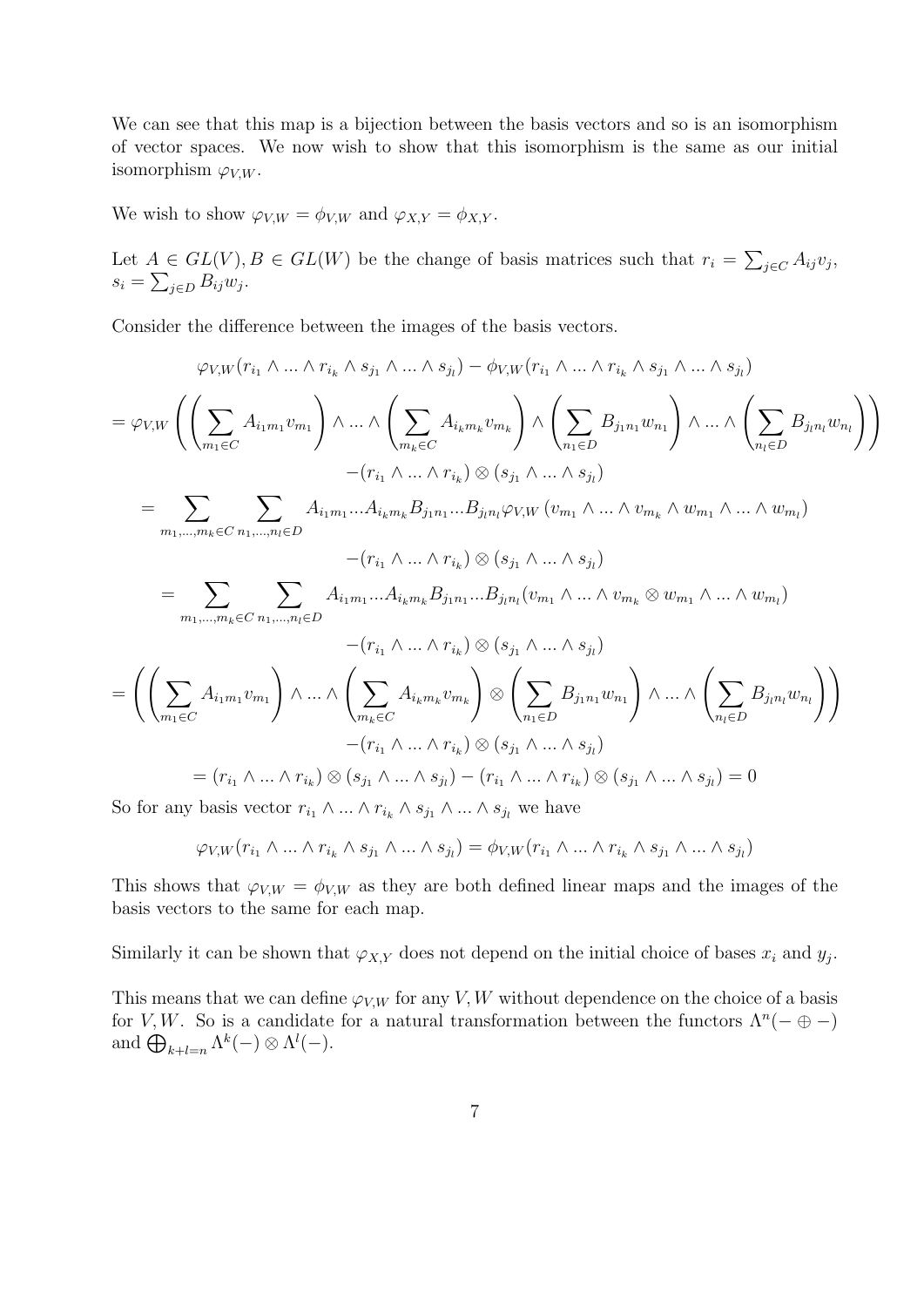We can see that this map is a bijection between the basis vectors and so is an isomorphism of vector spaces. We now wish to show that this isomorphism is the same as our initial isomorphism $\varphi_{V,W}$.

We wish to show $\varphi_{V,W} = \phi_{V,W}$ and $\varphi_{X,Y} = \phi_{X,Y}$.

Let $A \in GL(V), B \in GL(W)$ be the change of basis matrices such that $r_i = \sum_{j \in C} A_{ij} v_j$, $s_i = \sum_{j \in D} B_{ij} w_j$.

Consider the difference between the images of the basis vectors.

$$
\begin{aligned}
&\varphi_{V,W}(r_{i_1} \wedge ... \wedge r_{i_k} \wedge s_{j_1} \wedge ... \wedge s_{j_l}) - \phi_{V,W}(r_{i_1} \wedge ... \wedge r_{i_k} \wedge s_{j_1} \wedge ... \wedge s_{j_l}) \\
&= \varphi_{V,W}\left( \left( \sum_{m_1 \in C} A_{i_1 m_1} v_{m_1} \right) \wedge ... \wedge \left( \sum_{m_k \in C} A_{i_k m_k} v_{m_k} \right) \wedge \left( \sum_{n_1 \in D} B_{j_1 n_1} w_{n_1} \right) \wedge ... \wedge \left( \sum_{n_l \in D} B_{j_l n_l} w_{n_l} \right) \right) \\
&\qquad - (r_{i_1} \wedge ... \wedge r_{i_k}) \otimes (s_{j_1} \wedge ... \wedge s_{j_l}) \\
&= \sum_{m_1,...,m_k \in C} \sum_{n_1,...,n_l \in D} A_{i_1 m_1} ... A_{i_k m_k} B_{j_1 n_1} ... B_{j_l n_l} \varphi_{V,W} \left( v_{m_1} \wedge ... \wedge v_{m_k} \wedge w_{m_1} \wedge ... \wedge w_{m_l} \right) \\
&\qquad - (r_{i_1} \wedge ... \wedge r_{i_k}) \otimes (s_{j_1} \wedge ... \wedge s_{j_l}) \\
&= \sum_{m_1,...,m_k \in C} \sum_{n_1,...,n_l \in D} A_{i_1 m_1} ... A_{i_k m_k} B_{j_1 n_1} ... B_{j_l n_l} (v_{m_1} \wedge ... \wedge v_{m_k} \otimes w_{m_1} \wedge ... \wedge w_{m_l}) \\
&\qquad - (r_{i_1} \wedge ... \wedge r_{i_k}) \otimes (s_{j_1} \wedge ... \wedge s_{j_l}) \\
&= \left( \left( \sum_{m_1 \in C} A_{i_1 m_1} v_{m_1} \right) \wedge ... \wedge \left( \sum_{m_k \in C} A_{i_k m_k} v_{m_k} \right) \otimes \left( \sum_{n_1 \in D} B_{j_1 n_1} w_{n_1} \right) \wedge ... \wedge \left( \sum_{n_l \in D} B_{j_l n_l} w_{n_l} \right) \right) \\
&\qquad - (r_{i_1} \wedge ... \wedge r_{i_k}) \otimes (s_{j_1} \wedge ... \wedge s_{j_l}) \\
&= (r_{i_1} \wedge ... \wedge r_{i_k}) \otimes (s_{j_1} \wedge ... \wedge s_{j_l}) - (r_{i_1} \wedge ... \wedge r_{i_k}) \otimes (s_{j_1} \wedge ... \wedge s_{j_l}) = 0
\end{aligned}
$$

So for any basis vector $r_{i_1} \wedge ... \wedge r_{i_k} \wedge s_{j_1} \wedge ... \wedge s_{j_l}$ we have

$$
\varphi_{V,W}(r_{i_1} \wedge ... \wedge r_{i_k} \wedge s_{j_1} \wedge ... \wedge s_{j_l}) = \phi_{V,W}(r_{i_1} \wedge ... \wedge r_{i_k} \wedge s_{j_1} \wedge ... \wedge s_{j_l})
$$

This shows that $\varphi_{V,W} = \phi_{V,W}$ as they are both defined linear maps and the images of the basis vectors to the same for each map.

Similarly it can be shown that $\varphi_{X,Y}$ does not depend on the initial choice of bases $x_i$ and $y_j$.

This means that we can define $\varphi_{V,W}$ for any $V, W$ without dependence on the choice of a basis for $V, W$. So is a candidate for a natural transformation between the functors $\Lambda^n(- \oplus -)$ and $\bigoplus_{k+l=n} \Lambda^k(-) \otimes \Lambda^l(-)$.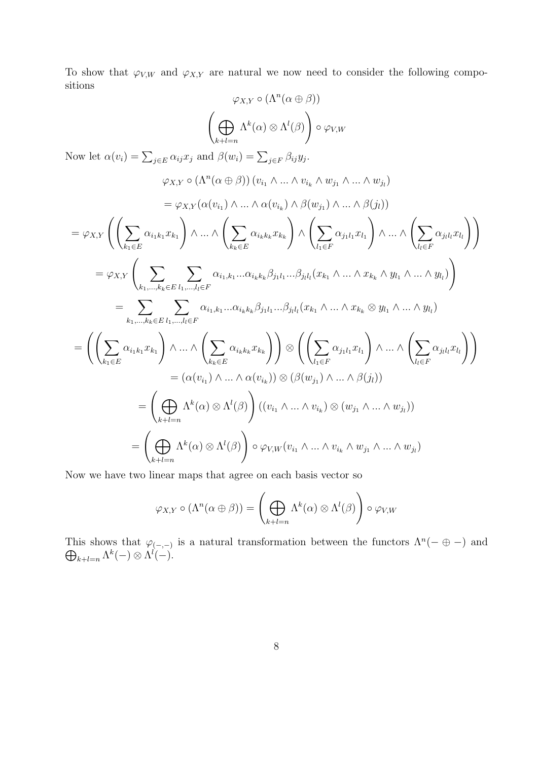To show that $\varphi_{V,W}$ and $\varphi_{X,Y}$ are natural we now need to consider the following compositions

$$\varphi_{X,Y} \circ (\Lambda^n(\alpha \oplus \beta))$$

$$\left( \bigoplus_{k+l=n} \Lambda^k(\alpha) \otimes \Lambda^l(\beta) \right) \circ \varphi_{V,W}$$

Now let $\alpha(v_i) = \sum_{j \in E} \alpha_{ij} x_j$ and $\beta(w_i) = \sum_{j \in F} \beta_{ij} y_j$.

$$\varphi_{X,Y} \circ (\Lambda^n(\alpha \oplus \beta)) \left( v_{i_1} \wedge ... \wedge v_{i_k} \wedge w_{j_1} \wedge ... \wedge w_{j_l} \right)$$

$$= \varphi_{X,Y}(\alpha(v_{i_1}) \wedge ... \wedge \alpha(v_{i_k}) \wedge \beta(w_{j_1}) \wedge ... \wedge \beta(j_l))$$

$$= \varphi_{X,Y} \left( \left( \sum_{k_1 \in E} \alpha_{i_1 k_1} x_{k_1} \right) \wedge ... \wedge \left( \sum_{k_k \in E} \alpha_{i_k k_k} x_{k_k} \right) \wedge \left( \sum_{l_1 \in F} \alpha_{j_1 l_1} x_{l_1} \right) \wedge ... \wedge \left( \sum_{l_l \in F} \alpha_{j_l l_l} x_{l_l} \right) \right)$$

$$= \varphi_{X,Y} \left( \sum_{k_1,...,k_k \in E} \sum_{l_1,...,l_l \in F} \alpha_{i_1,k_1} ... \alpha_{i_k k_k} \beta_{j_1 l_1} ... \beta_{j_l l_l} (x_{k_1} \wedge ... \wedge x_{k_k} \wedge y_{l_1} \wedge ... \wedge y_{l_l}) \right)$$

$$= \sum_{k_1,...,k_k \in E} \sum_{l_1,...,l_l \in F} \alpha_{i_1,k_1} ... \alpha_{i_k k_k} \beta_{j_1 l_1} ... \beta_{j_l l_l} (x_{k_1} \wedge ... \wedge x_{k_k} \otimes y_{l_1} \wedge ... \wedge y_{l_l})$$

$$= \left( \left( \sum_{k_1 \in E} \alpha_{i_1 k_1} x_{k_1} \right) \wedge ... \wedge \left( \sum_{k_k \in E} \alpha_{i_k k_k} x_{k_k} \right) \right) \otimes \left( \left( \sum_{l_1 \in F} \alpha_{j_1 l_1} x_{l_1} \right) \wedge ... \wedge \left( \sum_{l_l \in F} \alpha_{j_l l_l} x_{l_l} \right) \right)$$

$$= (\alpha(v_{i_1}) \wedge ... \wedge \alpha(v_{i_k})) \otimes (\beta(w_{j_1}) \wedge ... \wedge \beta(j_l))$$

$$= \left( \bigoplus_{k+l=n} \Lambda^k(\alpha) \otimes \Lambda^l(\beta) \right) ((v_{i_1} \wedge ... \wedge v_{i_k}) \otimes (w_{j_1} \wedge ... \wedge w_{j_l}))$$

$$= \left( \bigoplus_{k+l=n} \Lambda^k(\alpha) \otimes \Lambda^l(\beta) \right) \circ \varphi_{V,W}(v_{i_1} \wedge ... \wedge v_{i_k} \wedge w_{j_1} \wedge ... \wedge w_{j_l})$$

Now we have two linear maps that agree on each basis vector so

$$\varphi_{X,Y} \circ (\Lambda^n(\alpha \oplus \beta)) = \left( \bigoplus_{k+l=n} \Lambda^k(\alpha) \otimes \Lambda^l(\beta) \right) \circ \varphi_{V,W}$$

This shows that $\varphi_{(-,-)}$ is a natural transformation between the functors $\Lambda^n(- \oplus -)$ and $\bigoplus_{k+l=n} \Lambda^k(-) \otimes \Lambda^l(-)$.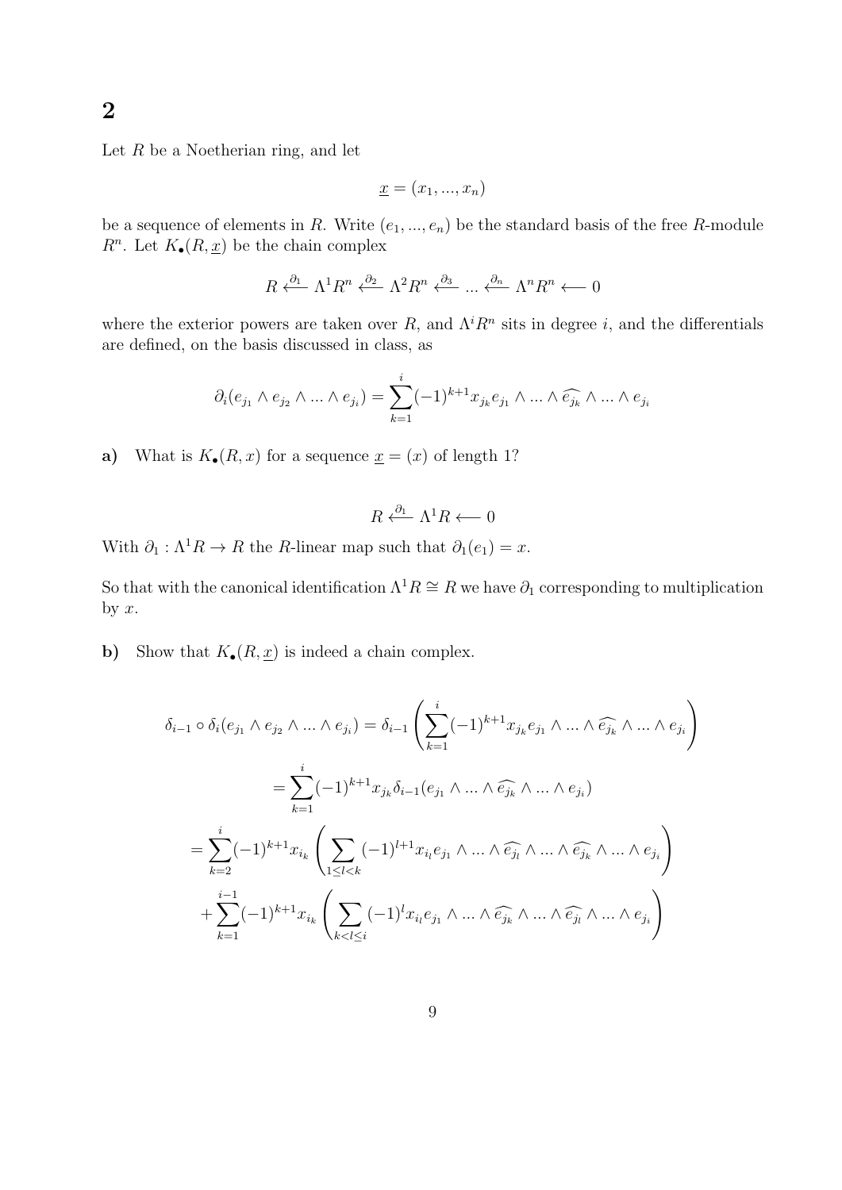# 2

Let $R$ be a Noetherian ring, and let

$$\underline{x} = (x_1, ..., x_n)$$

be a sequence of elements in $R$. Write $(e_1, ..., e_n)$ be the standard basis of the free $R$-module $R^n$. Let $K_\bullet(R, \underline{x})$ be the chain complex

$$R \xleftarrow{\partial_1} \Lambda^1 R^n \xleftarrow{\partial_2} \Lambda^2 R^n \xleftarrow{\partial_3} ... \xleftarrow{\partial_n} \Lambda^n R^n \longleftarrow 0$$

where the exterior powers are taken over $R$, and $\Lambda^i R^n$ sits in degree $i$, and the differentials are defined, on the basis discussed in class, as

$$\partial_i(e_{j_1} \wedge e_{j_2} \wedge ... \wedge e_{j_i}) = \sum_{k=1}^{i} (-1)^{k+1} x_{j_k} e_{j_1} \wedge ... \wedge \widehat{e_{j_k}} \wedge ... \wedge e_{j_i}$$

**a)** What is $K_\bullet(R, x)$ for a sequence $\underline{x} = (x)$ of length 1?

$$R \xleftarrow{\partial_1} \Lambda^1 R \longleftarrow 0$$

With $\partial_1 : \Lambda^1 R \to R$ the $R$-linear map such that $\partial_1(e_1) = x$.

So that with the canonical identification $\Lambda^1 R \cong R$ we have $\partial_1$ corresponding to multiplication by $x$.

**b)** Show that $K_\bullet(R, \underline{x})$ is indeed a chain complex.

$$\delta_{i-1} \circ \delta_i(e_{j_1} \wedge e_{j_2} \wedge ... \wedge e_{j_i}) = \delta_{i-1}\left( \sum_{k=1}^{i} (-1)^{k+1} x_{j_k} e_{j_1} \wedge ... \wedge \widehat{e_{j_k}} \wedge ... \wedge e_{j_i} \right)$$

$$= \sum_{k=1}^{i} (-1)^{k+1} x_{j_k} \delta_{i-1}(e_{j_1} \wedge ... \wedge \widehat{e_{j_k}} \wedge ... \wedge e_{j_i})$$

$$= \sum_{k=2}^{i} (-1)^{k+1} x_{i_k} \left( \sum_{1 \leq l < k} (-1)^{l+1} x_{i_l} e_{j_1} \wedge ... \wedge \widehat{e_{j_l}} \wedge ... \wedge \widehat{e_{j_k}} \wedge ... \wedge e_{j_i} \right)$$

$$+ \sum_{k=1}^{i-1} (-1)^{k+1} x_{i_k} \left( \sum_{k < l \leq i} (-1)^{l} x_{i_l} e_{j_1} \wedge ... \wedge \widehat{e_{j_k}} \wedge ... \wedge \widehat{e_{j_l}} \wedge ... \wedge e_{j_i} \right)$$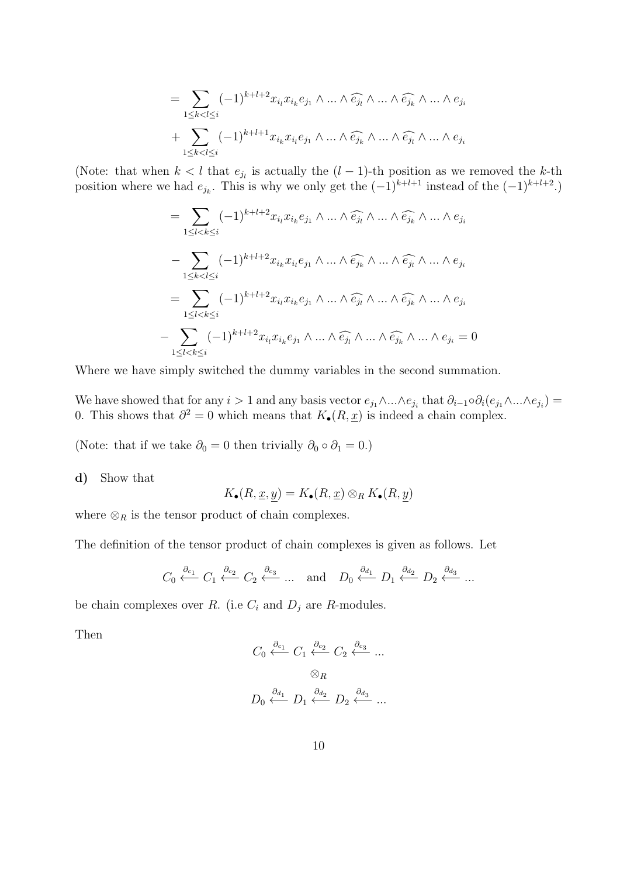$$= \sum_{1 \leq k < l \leq i} (-1)^{k+l+2} x_{i_l} x_{i_k} e_{j_1} \wedge ... \wedge \widehat{e_{j_l}} \wedge ... \wedge \widehat{e_{j_k}} \wedge ... \wedge e_{j_i}$$

$$+ \sum_{1 \leq k < l \leq i} (-1)^{k+l+1} x_{i_k} x_{i_l} e_{j_1} \wedge ... \wedge \widehat{e_{j_k}} \wedge ... \wedge \widehat{e_{j_l}} \wedge ... \wedge e_{j_i}$$

(Note: that when $k < l$ that $e_{j_l}$ is actually the $(l-1)$-th position as we removed the $k$-th position where we had $e_{j_k}$. This is why we only get the $(-1)^{k+l+1}$ instead of the $(-1)^{k+l+2}$.)

$$= \sum_{1 \leq l < k \leq i} (-1)^{k+l+2} x_{i_l} x_{i_k} e_{j_1} \wedge ... \wedge \widehat{e_{j_l}} \wedge ... \wedge \widehat{e_{j_k}} \wedge ... \wedge e_{j_i}$$

$$- \sum_{1 \leq k < l \leq i} (-1)^{k+l+2} x_{i_k} x_{i_l} e_{j_1} \wedge ... \wedge \widehat{e_{j_k}} \wedge ... \wedge \widehat{e_{j_l}} \wedge ... \wedge e_{j_i}$$

$$= \sum_{1 \leq l < k \leq i} (-1)^{k+l+2} x_{i_l} x_{i_k} e_{j_1} \wedge ... \wedge \widehat{e_{j_l}} \wedge ... \wedge \widehat{e_{j_k}} \wedge ... \wedge e_{j_i}$$

$$- \sum_{1 \leq l < k \leq i} (-1)^{k+l+2} x_{i_l} x_{i_k} e_{j_1} \wedge ... \wedge \widehat{e_{j_l}} \wedge ... \wedge \widehat{e_{j_k}} \wedge ... \wedge e_{j_i} = 0$$

Where we have simply switched the dummy variables in the second summation.

We have showed that for any $i > 1$ and any basis vector $e_{j_1} \wedge ... \wedge e_{j_i}$ that $\partial_{i-1} \circ \partial_i (e_{j_1} \wedge ... \wedge e_{j_i}) = 0$. This shows that $\partial^2 = 0$ which means that $K_\bullet(R, \underline{x})$ is indeed a chain complex.

(Note: that if we take $\partial_0 = 0$ then trivially $\partial_0 \circ \partial_1 = 0$.)

**d)** Show that

$$K_\bullet(R, \underline{x}, \underline{y}) = K_\bullet(R, \underline{x}) \otimes_R K_\bullet(R, \underline{y})$$

where $\otimes_R$ is the tensor product of chain complexes.

The definition of the tensor product of chain complexes is given as follows. Let

$$C_0 \xleftarrow{\partial_{c_1}} C_1 \xleftarrow{\partial_{c_2}} C_2 \xleftarrow{\partial_{c_3}} ... \quad \text{and} \quad D_0 \xleftarrow{\partial_{d_1}} D_1 \xleftarrow{\partial_{d_2}} D_2 \xleftarrow{\partial_{d_3}} ...$$

be chain complexes over $R$. (i.e $C_i$ and $D_j$ are $R$-modules.

Then

$$C_0 \xleftarrow{\partial_{c_1}} C_1 \xleftarrow{\partial_{c_2}} C_2 \xleftarrow{\partial_{c_3}} ...$$

$$\otimes_R$$

$$D_0 \xleftarrow{\partial_{d_1}} D_1 \xleftarrow{\partial_{d_2}} D_2 \xleftarrow{\partial_{d_3}} ...$$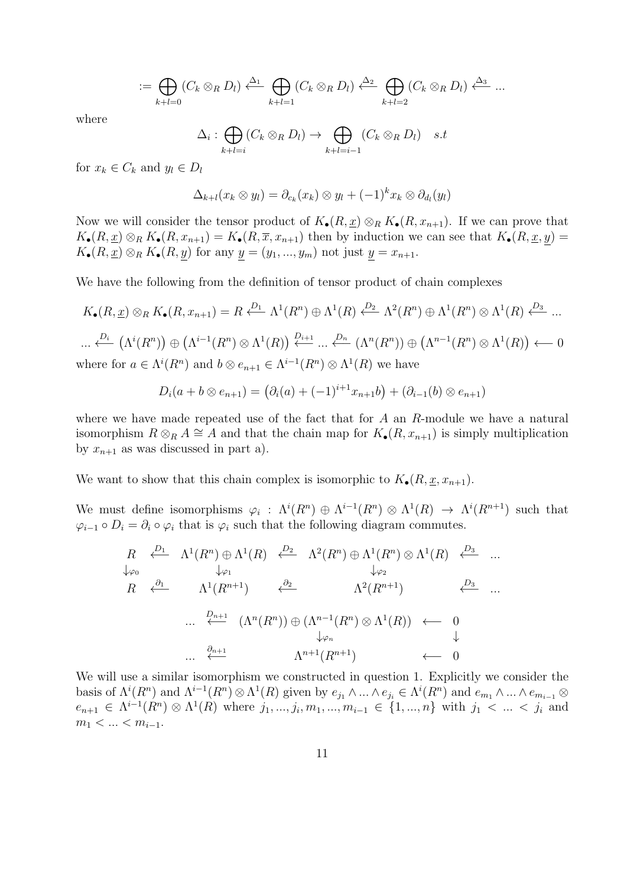$$:= \bigoplus_{k+l=0} (C_k \otimes_R D_l) \xleftarrow{\Delta_1} \bigoplus_{k+l=1} (C_k \otimes_R D_l) \xleftarrow{\Delta_2} \bigoplus_{k+l=2} (C_k \otimes_R D_l) \xleftarrow{\Delta_3} ...$$

where

$$\Delta_i : \bigoplus_{k+l=i} (C_k \otimes_R D_l) \to \bigoplus_{k+l=i-1} (C_k \otimes_R D_l) \quad s.t$$

for $x_k \in C_k$ and $y_l \in D_l$

$$\Delta_{k+l}(x_k \otimes y_l) = \partial_{c_k}(x_k) \otimes y_l + (-1)^k x_k \otimes \partial_{d_l}(y_l)$$

Now we will consider the tensor product of $K_\bullet(R, \underline{x}) \otimes_R K_\bullet(R, x_{n+1})$. If we can prove that $K_\bullet(R, \underline{x}) \otimes_R K_\bullet(R, x_{n+1}) = K_\bullet(R, \overline{x}, x_{n+1})$ then by induction we can see that $K_\bullet(R, \underline{x}, \underline{y}) = K_\bullet(R, \underline{x}) \otimes_R K_\bullet(R, \underline{y})$ for any $\underline{y} = (y_1, ..., y_m)$ not just $\underline{y} = x_{n+1}$.

We have the following from the definition of tensor product of chain complexes

$$K_\bullet(R, \underline{x}) \otimes_R K_\bullet(R, x_{n+1}) = R \xleftarrow{D_1} \Lambda^1(R^n) \oplus \Lambda^1(R) \xleftarrow{D_2} \Lambda^2(R^n) \oplus \Lambda^1(R^n) \otimes \Lambda^1(R) \xleftarrow{D_3} ...$$

$$... \xleftarrow{D_i} \left(\Lambda^i(R^n)\right) \oplus \left(\Lambda^{i-1}(R^n) \otimes \Lambda^1(R)\right) \xleftarrow{D_{i+1}} ... \xleftarrow{D_n} \left(\Lambda^n(R^n)\right) \oplus \left(\Lambda^{n-1}(R^n) \otimes \Lambda^1(R)\right) \longleftarrow 0$$

where for $a \in \Lambda^i(R^n)$ and $b \otimes e_{n+1} \in \Lambda^{i-1}(R^n) \otimes \Lambda^1(R)$ we have

$$D_i(a + b \otimes e_{n+1}) = \left(\partial_i(a) + (-1)^{i+1} x_{n+1} b\right) + \left(\partial_{i-1}(b) \otimes e_{n+1}\right)$$

where we have made repeated use of the fact that for $A$ an $R$-module we have a natural isomorphism $R \otimes_R A \cong A$ and that the chain map for $K_\bullet(R, x_{n+1})$ is simply multiplication by $x_{n+1}$ as was discussed in part a).

We want to show that this chain complex is isomorphic to $K_\bullet(R, \underline{x}, x_{n+1})$.

We must define isomorphisms $\varphi_i : \Lambda^i(R^n) \oplus \Lambda^{i-1}(R^n) \otimes \Lambda^1(R) \to \Lambda^i(R^{n+1})$ such that $\varphi_{i-1} \circ D_i = \partial_i \circ \varphi_i$ that is $\varphi_i$ such that the following diagram commutes.

$$\begin{array}{ccccccc}
R & \xleftarrow{D_1} & \Lambda^1(R^n) \oplus \Lambda^1(R) & \xleftarrow{D_2} & \Lambda^2(R^n) \oplus \Lambda^1(R^n) \otimes \Lambda^1(R) & \xleftarrow{D_3} & ... \\
\downarrow_{\varphi_0} & & \downarrow_{\varphi_1} & & \downarrow_{\varphi_2} & & \\
R & \xleftarrow{\partial_1} & \Lambda^1(R^{n+1}) & \xleftarrow{\partial_2} & \Lambda^2(R^{n+1}) & \xleftarrow{D_3} & ...
\end{array}$$

$$\begin{array}{ccccc}
... & \xleftarrow{D_{n+1}} & (\Lambda^n(R^n)) \oplus (\Lambda^{n-1}(R^n) \otimes \Lambda^1(R)) & \longleftarrow & 0 \\
& & \downarrow_{\varphi_n} & & \downarrow \\
... & \xleftarrow{\partial_{n+1}} & \Lambda^{n+1}(R^{n+1}) & \longleftarrow & 0
\end{array}$$

We will use a similar isomorphism we constructed in question 1. Explicitly we consider the basis of $\Lambda^i(R^n)$ and $\Lambda^{i-1}(R^n) \otimes \Lambda^1(R)$ given by $e_{j_1} \wedge ... \wedge e_{j_i} \in \Lambda^i(R^n)$ and $e_{m_1} \wedge ... \wedge e_{m_{i-1}} \otimes e_{n+1} \in \Lambda^{i-1}(R^n) \otimes \Lambda^1(R)$ where $j_1, ..., j_i, m_1, ..., m_{i-1} \in \{1, ..., n\}$ with $j_1 < ... < j_i$ and $m_1 < ... < m_{i-1}$.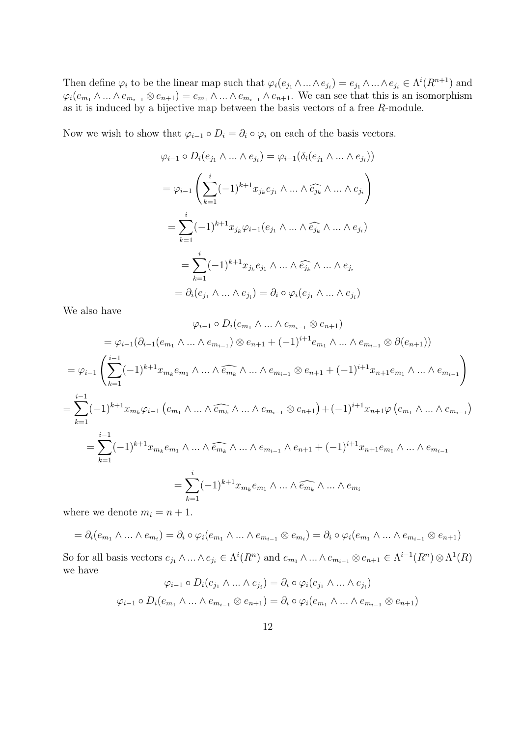Then define $\varphi_i$ to be the linear map such that $\varphi_i(e_{j_1} \wedge ... \wedge e_{j_i}) = e_{j_1} \wedge ... \wedge e_{j_i} \in \Lambda^i(R^{n+1})$ and $\varphi_i(e_{m_1} \wedge ... \wedge e_{m_{i-1}} \otimes e_{n+1}) = e_{m_1} \wedge ... \wedge e_{m_{i-1}} \wedge e_{n+1}$. We can see that this is an isomorphism as it is induced by a bijective map between the basis vectors of a free $R$-module.

Now we wish to show that $\varphi_{i-1} \circ D_i = \partial_i \circ \varphi_i$ on each of the basis vectors.

$$\varphi_{i-1} \circ D_i(e_{j_1} \wedge ... \wedge e_{j_i}) = \varphi_{i-1}(\delta_i(e_{j_1} \wedge ... \wedge e_{j_i}))$$

$$= \varphi_{i-1}\left(\sum_{k=1}^{i}(-1)^{k+1}x_{j_k}e_{j_1} \wedge ... \wedge \widehat{e_{j_k}} \wedge ... \wedge e_{j_i}\right)$$

$$= \sum_{k=1}^{i}(-1)^{k+1}x_{j_k}\varphi_{i-1}(e_{j_1} \wedge ... \wedge \widehat{e_{j_k}} \wedge ... \wedge e_{j_i})$$

$$= \sum_{k=1}^{i}(-1)^{k+1}x_{j_k}e_{j_1} \wedge ... \wedge \widehat{e_{j_k}} \wedge ... \wedge e_{j_i}$$

$$= \partial_i(e_{j_1} \wedge ... \wedge e_{j_i}) = \partial_i \circ \varphi_i(e_{j_1} \wedge ... \wedge e_{j_i})$$

We also have

$$\varphi_{i-1} \circ D_i(e_{m_1} \wedge ... \wedge e_{m_{i-1}} \otimes e_{n+1})$$

$$= \varphi_{i-1}(\partial_{i-1}(e_{m_1} \wedge ... \wedge e_{m_{i-1}}) \otimes e_{n+1} + (-1)^{i+1}e_{m_1} \wedge ... \wedge e_{m_{i-1}} \otimes \partial(e_{n+1}))$$

$$= \varphi_{i-1}\left(\sum_{k=1}^{i-1}(-1)^{k+1}x_{m_k}e_{m_1} \wedge ... \wedge \widehat{e_{m_k}} \wedge ... \wedge e_{m_{i-1}} \otimes e_{n+1} + (-1)^{i+1}x_{n+1}e_{m_1} \wedge ... \wedge e_{m_{i-1}}\right)$$

$$= \sum_{k=1}^{i-1}(-1)^{k+1}x_{m_k}\varphi_{i-1}\left(e_{m_1} \wedge ... \wedge \widehat{e_{m_k}} \wedge ... \wedge e_{m_{i-1}} \otimes e_{n+1}\right) + (-1)^{i+1}x_{n+1}\varphi\left(e_{m_1} \wedge ... \wedge e_{m_{i-1}}\right)$$

$$= \sum_{k=1}^{i-1}(-1)^{k+1}x_{m_k}e_{m_1} \wedge ... \wedge \widehat{e_{m_k}} \wedge ... \wedge e_{m_{i-1}} \wedge e_{n+1} + (-1)^{i+1}x_{n+1}e_{m_1} \wedge ... \wedge e_{m_{i-1}}$$

$$= \sum_{k=1}^{i}(-1)^{k+1}x_{m_k}e_{m_1} \wedge ... \wedge \widehat{e_{m_k}} \wedge ... \wedge e_{m_i}$$

where we denote $m_i = n+1$.

$$= \partial_i(e_{m_1} \wedge ... \wedge e_{m_i}) = \partial_i \circ \varphi_i(e_{m_1} \wedge ... \wedge e_{m_{i-1}} \otimes e_{m_i}) = \partial_i \circ \varphi_i(e_{m_1} \wedge ... \wedge e_{m_{i-1}} \otimes e_{n+1})$$

So for all basis vectors $e_{j_1} \wedge ... \wedge e_{j_i} \in \Lambda^i(R^n)$ and $e_{m_1} \wedge ... \wedge e_{m_{i-1}} \otimes e_{n+1} \in \Lambda^{i-1}(R^n) \otimes \Lambda^1(R)$ we have

$$\varphi_{i-1} \circ D_i(e_{j_1} \wedge ... \wedge e_{j_i}) = \partial_i \circ \varphi_i(e_{j_1} \wedge ... \wedge e_{j_i})$$

$$\varphi_{i-1} \circ D_i(e_{m_1} \wedge ... \wedge e_{m_{i-1}} \otimes e_{n+1}) = \partial_i \circ \varphi_i(e_{m_1} \wedge ... \wedge e_{m_{i-1}} \otimes e_{n+1})$$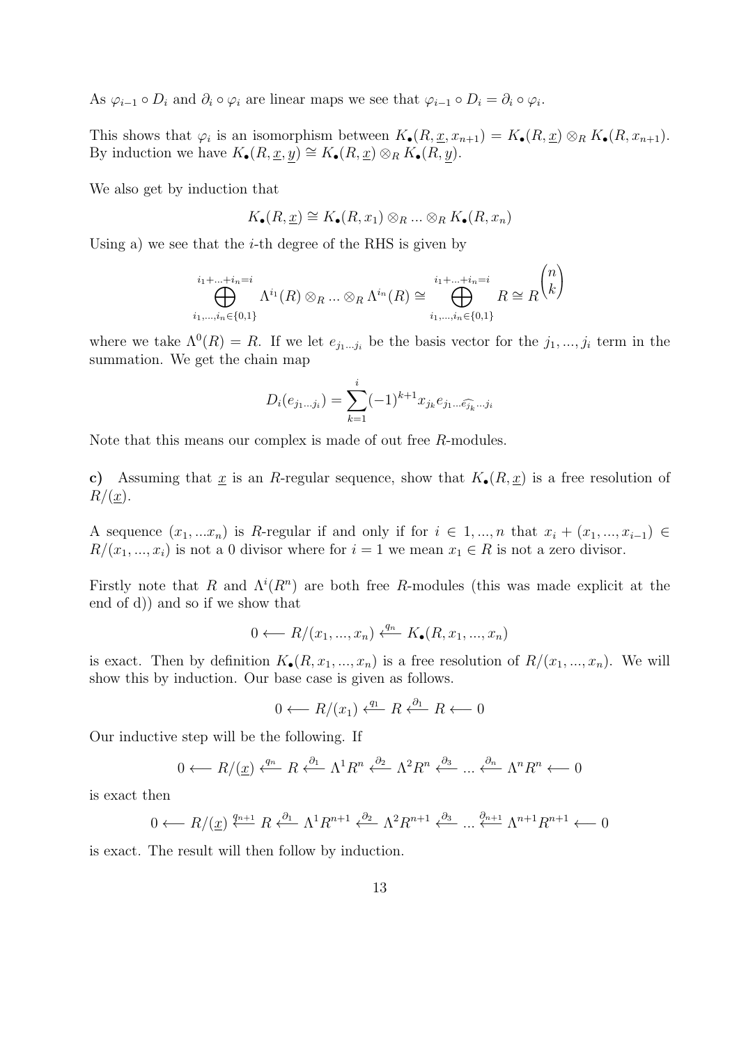As $\varphi_{i-1} \circ D_i$ and $\partial_i \circ \varphi_i$ are linear maps we see that $\varphi_{i-1} \circ D_i = \partial_i \circ \varphi_i$.

This shows that $\varphi_i$ is an isomorphism between $K_\bullet(R, \underline{x}, x_{n+1}) = K_\bullet(R, \underline{x}) \otimes_R K_\bullet(R, x_{n+1})$. By induction we have $K_\bullet(R, \underline{x}, \underline{y}) \cong K_\bullet(R, \underline{x}) \otimes_R K_\bullet(R, \underline{y})$.

We also get by induction that

$$K_\bullet(R, \underline{x}) \cong K_\bullet(R, x_1) \otimes_R ... \otimes_R K_\bullet(R, x_n)$$

Using a) we see that the $i$-th degree of the RHS is given by

$$\bigoplus_{i_1,...,i_n \in \{0,1\}}^{i_1+...+i_n=i} \Lambda^{i_1}(R) \otimes_R ... \otimes_R \Lambda^{i_n}(R) \cong \bigoplus_{i_1,...,i_n \in \{0,1\}}^{i_1+...+i_n=i} R \cong R^{\binom{n}{k}}$$

where we take $\Lambda^0(R) = R$. If we let $e_{j_1...j_i}$ be the basis vector for the $j_1, ..., j_i$ term in the summation. We get the chain map

$$D_i(e_{j_1...j_i}) = \sum_{k=1}^{i} (-1)^{k+1} x_{j_k} e_{j_1...\widehat{e_{j_k}}...j_i}$$

Note that this means our complex is made of out free $R$-modules.

**c)** Assuming that $\underline{x}$ is an $R$-regular sequence, show that $K_\bullet(R, \underline{x})$ is a free resolution of $R/(\underline{x})$.

A sequence $(x_1, ...x_n)$ is $R$-regular if and only if for $i \in 1, ..., n$ that $x_i + (x_1, ..., x_{i-1}) \in R/(x_1, ..., x_i)$ is not a 0 divisor where for $i = 1$ we mean $x_1 \in R$ is not a zero divisor.

Firstly note that $R$ and $\Lambda^i(R^n)$ are both free $R$-modules (this was made explicit at the end of d)) and so if we show that

$$0 \longleftarrow R/(x_1, ..., x_n) \xleftarrow{q_n} K_\bullet(R, x_1, ..., x_n)$$

is exact. Then by definition $K_\bullet(R, x_1, ..., x_n)$ is a free resolution of $R/(x_1, ..., x_n)$. We will show this by induction. Our base case is given as follows.

$$0 \longleftarrow R/(x_1) \xleftarrow{q_1} R \xleftarrow{\partial_1} R \longleftarrow 0$$

Our inductive step will be the following. If

$$0 \longleftarrow R/(\underline{x}) \xleftarrow{q_n} R \xleftarrow{\partial_1} \Lambda^1 R^n \xleftarrow{\partial_2} \Lambda^2 R^n \xleftarrow{\partial_3} ... \xleftarrow{\partial_n} \Lambda^n R^n \longleftarrow 0$$

is exact then

$$0 \longleftarrow R/(\underline{x}) \xleftarrow{q_{n+1}} R \xleftarrow{\partial_1} \Lambda^1 R^{n+1} \xleftarrow{\partial_2} \Lambda^2 R^{n+1} \xleftarrow{\partial_3} ... \xleftarrow{\partial_{n+1}} \Lambda^{n+1} R^{n+1} \longleftarrow 0$$

is exact. The result will then follow by induction.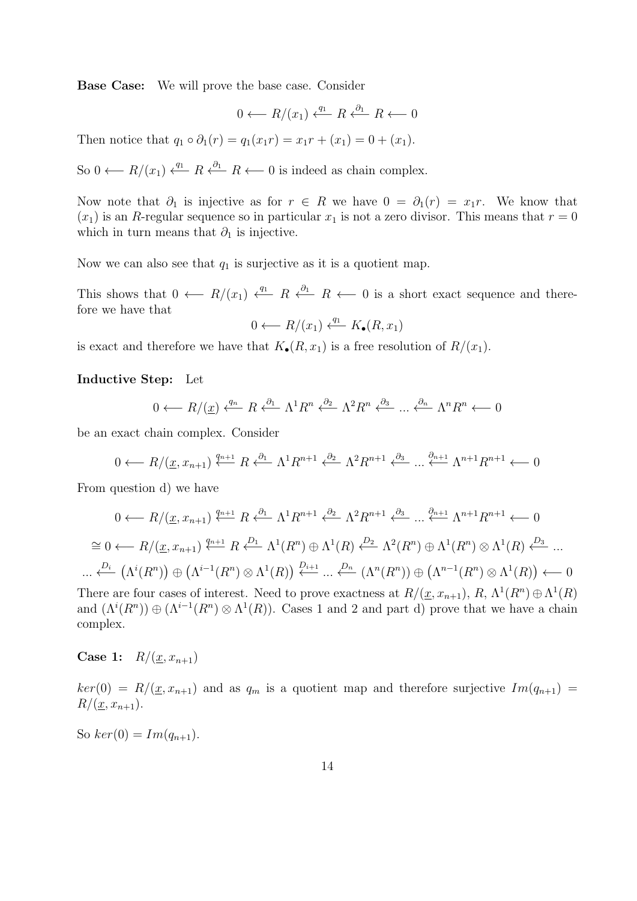**Base Case:** We will prove the base case. Consider

$$0 \longleftarrow R/(x_1) \xleftarrow{q_1} R \xleftarrow{\partial_1} R \longleftarrow 0$$

Then notice that $q_1 \circ \partial_1(r) = q_1(x_1 r) = x_1 r + (x_1) = 0 + (x_1)$.

So $0 \longleftarrow R/(x_1) \xleftarrow{q_1} R \xleftarrow{\partial_1} R \longleftarrow 0$ is indeed as chain complex.

Now note that $\partial_1$ is injective as for $r \in R$ we have $0 = \partial_1(r) = x_1 r$. We know that $(x_1)$ is an $R$-regular sequence so in particular $x_1$ is not a zero divisor. This means that $r = 0$ which in turn means that $\partial_1$ is injective.

Now we can also see that $q_1$ is surjective as it is a quotient map.

This shows that $0 \longleftarrow R/(x_1) \xleftarrow{q_1} R \xleftarrow{\partial_1} R \longleftarrow 0$ is a short exact sequence and therefore we have that

$$0 \longleftarrow R/(x_1) \xleftarrow{q_1} K_\bullet(R, x_1)$$

is exact and therefore we have that $K_\bullet(R, x_1)$ is a free resolution of $R/(x_1)$.

**Inductive Step:** Let

$$0 \longleftarrow R/(\underline{x}) \xleftarrow{q_n} R \xleftarrow{\partial_1} \Lambda^1 R^n \xleftarrow{\partial_2} \Lambda^2 R^n \xleftarrow{\partial_3} \ldots \xleftarrow{\partial_n} \Lambda^n R^n \longleftarrow 0$$

be an exact chain complex. Consider

$$0 \longleftarrow R/(\underline{x}, x_{n+1}) \xleftarrow{q_{n+1}} R \xleftarrow{\partial_1} \Lambda^1 R^{n+1} \xleftarrow{\partial_2} \Lambda^2 R^{n+1} \xleftarrow{\partial_3} \ldots \xleftarrow{\partial_{n+1}} \Lambda^{n+1} R^{n+1} \longleftarrow 0$$

From question d) we have

$$0 \longleftarrow R/(\underline{x}, x_{n+1}) \xleftarrow{q_{n+1}} R \xleftarrow{\partial_1} \Lambda^1 R^{n+1} \xleftarrow{\partial_2} \Lambda^2 R^{n+1} \xleftarrow{\partial_3} \ldots \xleftarrow{\partial_{n+1}} \Lambda^{n+1} R^{n+1} \longleftarrow 0$$

$$\cong 0 \longleftarrow R/(\underline{x}, x_{n+1}) \xleftarrow{q_{n+1}} R \xleftarrow{D_1} \Lambda^1(R^n) \oplus \Lambda^1(R) \xleftarrow{D_2} \Lambda^2(R^n) \oplus \Lambda^1(R^n) \otimes \Lambda^1(R) \xleftarrow{D_3} \ldots$$

$$\ldots \xleftarrow{D_i} \left(\Lambda^i(R^n)\right) \oplus \left(\Lambda^{i-1}(R^n) \otimes \Lambda^1(R)\right) \xleftarrow{D_{i+1}} \ldots \xleftarrow{D_n} \left(\Lambda^n(R^n)\right) \oplus \left(\Lambda^{n-1}(R^n) \otimes \Lambda^1(R)\right) \longleftarrow 0$$

There are four cases of interest. Need to prove exactness at $R/(\underline{x}, x_{n+1})$, $R$, $\Lambda^1(R^n) \oplus \Lambda^1(R)$ and $(\Lambda^i(R^n)) \oplus (\Lambda^{i-1}(R^n) \otimes \Lambda^1(R))$. Cases 1 and 2 and part d) prove that we have a chain complex.

**Case 1:** $R/(\underline{x}, x_{n+1})$

$ker(0) = R/(\underline{x}, x_{n+1})$ and as $q_m$ is a quotient map and therefore surjective $Im(q_{n+1}) = R/(\underline{x}, x_{n+1})$.

So $ker(0) = Im(q_{n+1})$.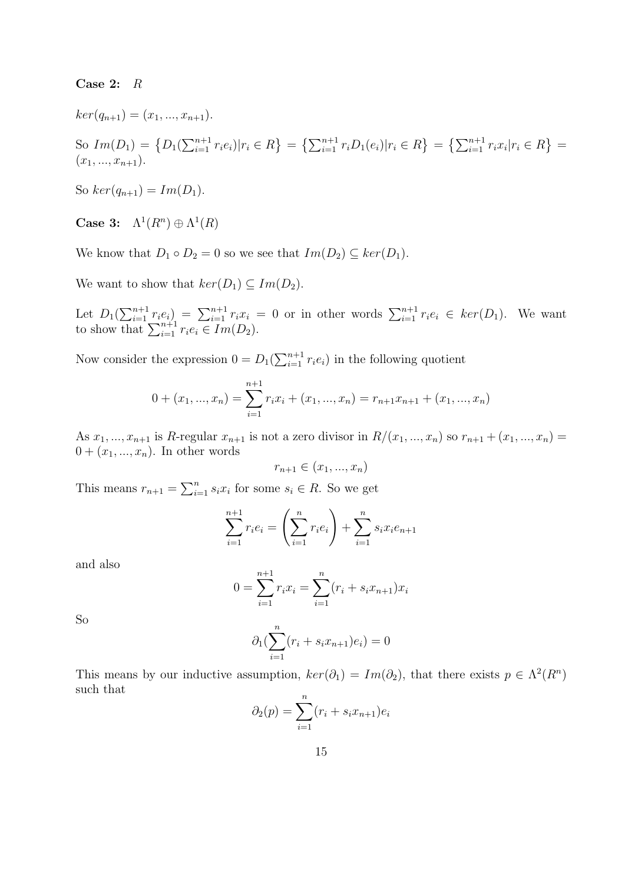**Case 2:** $R$

$ker(q_{n+1}) = (x_1, ..., x_{n+1})$.

So $Im(D_1) = \left\{D_1(\sum_{i=1}^{n+1} r_i e_i) | r_i \in R\right\} = \left\{\sum_{i=1}^{n+1} r_i D_1(e_i) | r_i \in R\right\} = \left\{\sum_{i=1}^{n+1} r_i x_i | r_i \in R\right\} = (x_1, ..., x_{n+1})$.

So $ker(q_{n+1}) = Im(D_1)$.

**Case 3:** $\Lambda^1(R^n) \oplus \Lambda^1(R)$

We know that $D_1 \circ D_2 = 0$ so we see that $Im(D_2) \subseteq ker(D_1)$.

We want to show that $ker(D_1) \subseteq Im(D_2)$.

Let $D_1(\sum_{i=1}^{n+1} r_i e_i) = \sum_{i=1}^{n+1} r_i x_i = 0$ or in other words $\sum_{i=1}^{n+1} r_i e_i \in ker(D_1)$. We want to show that $\sum_{i=1}^{n+1} r_i e_i \in Im(D_2)$.

Now consider the expression $0 = D_1(\sum_{i=1}^{n+1} r_i e_i)$ in the following quotient

$$0 + (x_1, ..., x_n) = \sum_{i=1}^{n+1} r_i x_i + (x_1, ..., x_n) = r_{n+1} x_{n+1} + (x_1, ..., x_n)$$

As $x_1, ..., x_{n+1}$ is $R$-regular $x_{n+1}$ is not a zero divisor in $R/(x_1, ..., x_n)$ so $r_{n+1} + (x_1, ..., x_n) = 0 + (x_1, ..., x_n)$. In other words

$$r_{n+1} \in (x_1, ..., x_n)$$

This means $r_{n+1} = \sum_{i=1}^{n} s_i x_i$ for some $s_i \in R$. So we get

$$\sum_{i=1}^{n+1} r_i e_i = \left(\sum_{i=1}^{n} r_i e_i\right) + \sum_{i=1}^{n} s_i x_i e_{n+1}$$

and also

$$0 = \sum_{i=1}^{n+1} r_i x_i = \sum_{i=1}^{n} (r_i + s_i x_{n+1}) x_i$$

So

$$\partial_1(\sum_{i=1}^{n} (r_i + s_i x_{n+1}) e_i) = 0$$

This means by our inductive assumption, $ker(\partial_1) = Im(\partial_2)$, that there exists $p \in \Lambda^2(R^n)$ such that

$$\partial_2(p) = \sum_{i=1}^{n} (r_i + s_i x_{n+1}) e_i$$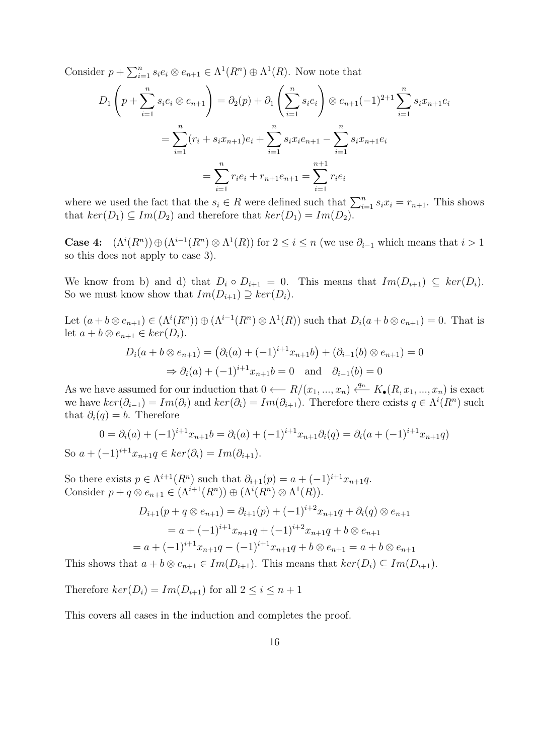Consider $p + \sum_{i=1}^{n} s_i e_i \otimes e_{n+1} \in \Lambda^1(R^n) \oplus \Lambda^1(R)$. Now note that

$$D_1\left(p + \sum_{i=1}^{n} s_i e_i \otimes e_{n+1}\right) = \partial_2(p) + \partial_1\left(\sum_{i=1}^{n} s_i e_i\right) \otimes e_{n+1}(-1)^{2+1}\sum_{i=1}^{n} s_i x_{n+1} e_i$$

$$= \sum_{i=1}^{n}(r_i + s_i x_{n+1})e_i + \sum_{i=1}^{n} s_i x_i e_{n+1} - \sum_{i=1}^{n} s_i x_{n+1} e_i$$

$$= \sum_{i=1}^{n} r_i e_i + r_{n+1}e_{n+1} = \sum_{i=1}^{n+1} r_i e_i$$

where we used the fact that the $s_i \in R$ were defined such that $\sum_{i=1}^{n} s_i x_i = r_{n+1}$. This shows that $ker(D_1) \subseteq Im(D_2)$ and therefore that $ker(D_1) = Im(D_2)$.

**Case 4:** $(\Lambda^i(R^n)) \oplus (\Lambda^{i-1}(R^n) \otimes \Lambda^1(R))$ for $2 \leq i \leq n$ (we use $\partial_{i-1}$ which means that $i > 1$ so this does not apply to case 3).

We know from b) and d) that $D_i \circ D_{i+1} = 0$. This means that $Im(D_{i+1}) \subseteq ker(D_i)$. So we must know show that $Im(D_{i+1}) \supseteq ker(D_i)$.

Let $(a + b \otimes e_{n+1}) \in (\Lambda^i(R^n)) \oplus (\Lambda^{i-1}(R^n) \otimes \Lambda^1(R))$ such that $D_i(a + b \otimes e_{n+1}) = 0$. That is let $a + b \otimes e_{n+1} \in ker(D_i)$.

$$D_i(a + b \otimes e_{n+1}) = \big(\partial_i(a) + (-1)^{i+1}x_{n+1}b\big) + (\partial_{i-1}(b) \otimes e_{n+1}) = 0$$

$$\Rightarrow \partial_i(a) + (-1)^{i+1}x_{n+1}b = 0 \quad \text{and} \quad \partial_{i-1}(b) = 0$$

As we have assumed for our induction that $0 \longleftarrow R/(x_1, ..., x_n) \xleftarrow{q_n} K_\bullet(R, x_1, ..., x_n)$ is exact we have $ker(\partial_{i-1}) = Im(\partial_i)$ and $ker(\partial_i) = Im(\partial_{i+1})$. Therefore there exists $q \in \Lambda^i(R^n)$ such that $\partial_i(q) = b$. Therefore

$$0 = \partial_i(a) + (-1)^{i+1}x_{n+1}b = \partial_i(a) + (-1)^{i+1}x_{n+1}\partial_i(q) = \partial_i(a + (-1)^{i+1}x_{n+1}q)$$

So $a + (-1)^{i+1}x_{n+1}q \in ker(\partial_i) = Im(\partial_{i+1})$.

So there exists $p \in \Lambda^{i+1}(R^n)$ such that $\partial_{i+1}(p) = a + (-1)^{i+1}x_{n+1}q$.
Consider $p + q \otimes e_{n+1} \in (\Lambda^{i+1}(R^n)) \oplus (\Lambda^i(R^n) \otimes \Lambda^1(R))$.

$$D_{i+1}(p + q \otimes e_{n+1}) = \partial_{i+1}(p) + (-1)^{i+2}x_{n+1}q + \partial_i(q) \otimes e_{n+1}$$

$$= a + (-1)^{i+1}x_{n+1}q + (-1)^{i+2}x_{n+1}q + b \otimes e_{n+1}$$

$$= a + (-1)^{i+1}x_{n+1}q - (-1)^{i+1}x_{n+1}q + b \otimes e_{n+1} = a + b \otimes e_{n+1}$$

This shows that $a + b \otimes e_{n+1} \in Im(D_{i+1})$. This means that $ker(D_i) \subseteq Im(D_{i+1})$.

Therefore $ker(D_i) = Im(D_{i+1})$ for all $2 \leq i \leq n + 1$

This covers all cases in the induction and completes the proof.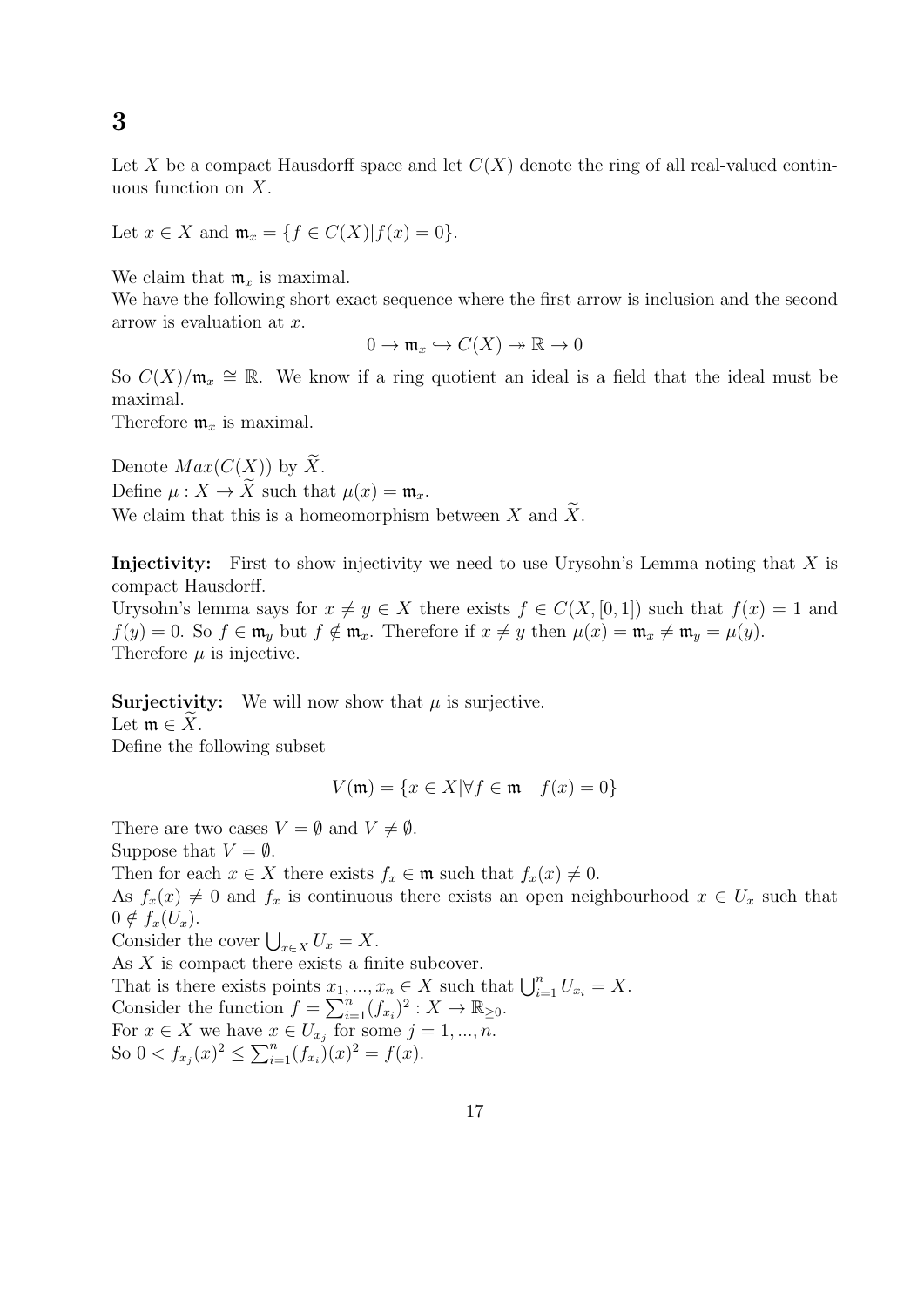# 3

Let $X$ be a compact Hausdorff space and let $C(X)$ denote the ring of all real-valued continuous function on $X$.

Let $x \in X$ and $\mathfrak{m}_x = \{f \in C(X) | f(x) = 0\}$.

We claim that $\mathfrak{m}_x$ is maximal.
We have the following short exact sequence where the first arrow is inclusion and the second arrow is evaluation at $x$.

$$0 \to \mathfrak{m}_x \hookrightarrow C(X) \twoheadrightarrow \mathbb{R} \to 0$$

So $C(X)/\mathfrak{m}_x \cong \mathbb{R}$. We know if a ring quotient an ideal is a field that the ideal must be maximal.
Therefore $\mathfrak{m}_x$ is maximal.

Denote $Max(C(X))$ by $\widetilde{X}$.
Define $\mu : X \to \widetilde{X}$ such that $\mu(x) = \mathfrak{m}_x$.
We claim that this is a homeomorphism between $X$ and $\widetilde{X}$.

**Injectivity:** First to show injectivity we need to use Urysohn's Lemma noting that $X$ is compact Hausdorff.
Urysohn's lemma says for $x \neq y \in X$ there exists $f \in C(X, [0, 1])$ such that $f(x) = 1$ and $f(y) = 0$. So $f \in \mathfrak{m}_y$ but $f \notin \mathfrak{m}_x$. Therefore if $x \neq y$ then $\mu(x) = \mathfrak{m}_x \neq \mathfrak{m}_y = \mu(y)$.
Therefore $\mu$ is injective.

**Surjectivity:** We will now show that $\mu$ is surjective.
Let $\mathfrak{m} \in \widetilde{X}$.
Define the following subset

$$V(\mathfrak{m}) = \{x \in X | \forall f \in \mathfrak{m} \quad f(x) = 0\}$$

There are two cases $V = \emptyset$ and $V \neq \emptyset$.
Suppose that $V = \emptyset$.
Then for each $x \in X$ there exists $f_x \in \mathfrak{m}$ such that $f_x(x) \neq 0$.
As $f_x(x) \neq 0$ and $f_x$ is continuous there exists an open neighbourhood $x \in U_x$ such that $0 \notin f_x(U_x)$.
Consider the cover $\bigcup_{x \in X} U_x = X$.
As $X$ is compact there exists a finite subcover.
That is there exists points $x_1, ..., x_n \in X$ such that $\bigcup_{i=1}^n U_{x_i} = X$.
Consider the function $f = \sum_{i=1}^n (f_{x_i})^2 : X \to \mathbb{R}_{\geq 0}$.
For $x \in X$ we have $x \in U_{x_j}$ for some $j = 1, ..., n$.
So $0 < f_{x_j}(x)^2 \leq \sum_{i=1}^n (f_{x_i})(x)^2 = f(x)$.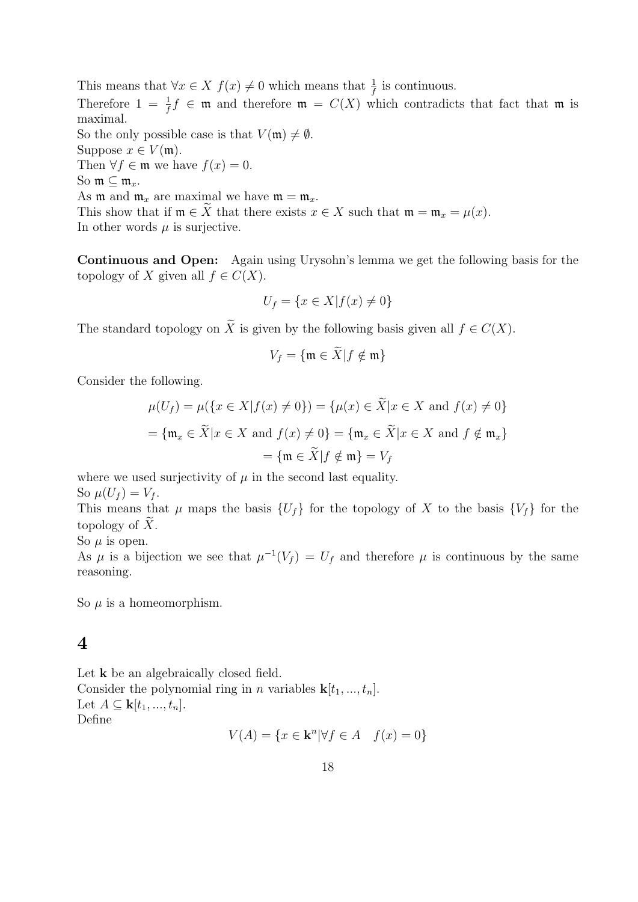This means that $\forall x \in X\ f(x) \neq 0$ which means that $\frac{1}{f}$ is continuous.
Therefore $1 = \frac{1}{f}f \in \mathfrak{m}$ and therefore $\mathfrak{m} = C(X)$ which contradicts that fact that $\mathfrak{m}$ is maximal.
So the only possible case is that $V(\mathfrak{m}) \neq \emptyset$.
Suppose $x \in V(\mathfrak{m})$.
Then $\forall f \in \mathfrak{m}$ we have $f(x) = 0$.
So $\mathfrak{m} \subseteq \mathfrak{m}_x$.
As $\mathfrak{m}$ and $\mathfrak{m}_x$ are maximal we have $\mathfrak{m} = \mathfrak{m}_x$.
This show that if $\mathfrak{m} \in \widetilde{X}$ that there exists $x \in X$ such that $\mathfrak{m} = \mathfrak{m}_x = \mu(x)$.
In other words $\mu$ is surjective.

**Continuous and Open:** Again using Urysohn's lemma we get the following basis for the topology of $X$ given all $f \in C(X)$.

$$U_f = \{x \in X | f(x) \neq 0\}$$

The standard topology on $\widetilde{X}$ is given by the following basis given all $f \in C(X)$.

$$V_f = \{\mathfrak{m} \in \widetilde{X} | f \notin \mathfrak{m}\}$$

Consider the following.

$$\mu(U_f) = \mu(\{x \in X | f(x) \neq 0\}) = \{\mu(x) \in \widetilde{X} | x \in X \text{ and } f(x) \neq 0\}$$

$$= \{\mathfrak{m}_x \in \widetilde{X} | x \in X \text{ and } f(x) \neq 0\} = \{\mathfrak{m}_x \in \widetilde{X} | x \in X \text{ and } f \notin \mathfrak{m}_x\}$$

$$= \{\mathfrak{m} \in \widetilde{X} | f \notin \mathfrak{m}\} = V_f$$

where we used surjectivity of $\mu$ in the second last equality.
So $\mu(U_f) = V_f$.
This means that $\mu$ maps the basis $\{U_f\}$ for the topology of $X$ to the basis $\{V_f\}$ for the topology of $\widetilde{X}$.
So $\mu$ is open.
As $\mu$ is a bijection we see that $\mu^{-1}(V_f) = U_f$ and therefore $\mu$ is continuous by the same reasoning.

So $\mu$ is a homeomorphism.

## 4

Let $\mathbf{k}$ be an algebraically closed field.
Consider the polynomial ring in $n$ variables $\mathbf{k}[t_1, ..., t_n]$.
Let $A \subseteq \mathbf{k}[t_1, ..., t_n]$.
Define

$$V(A) = \{x \in \mathbf{k}^n | \forall f \in A \quad f(x) = 0\}$$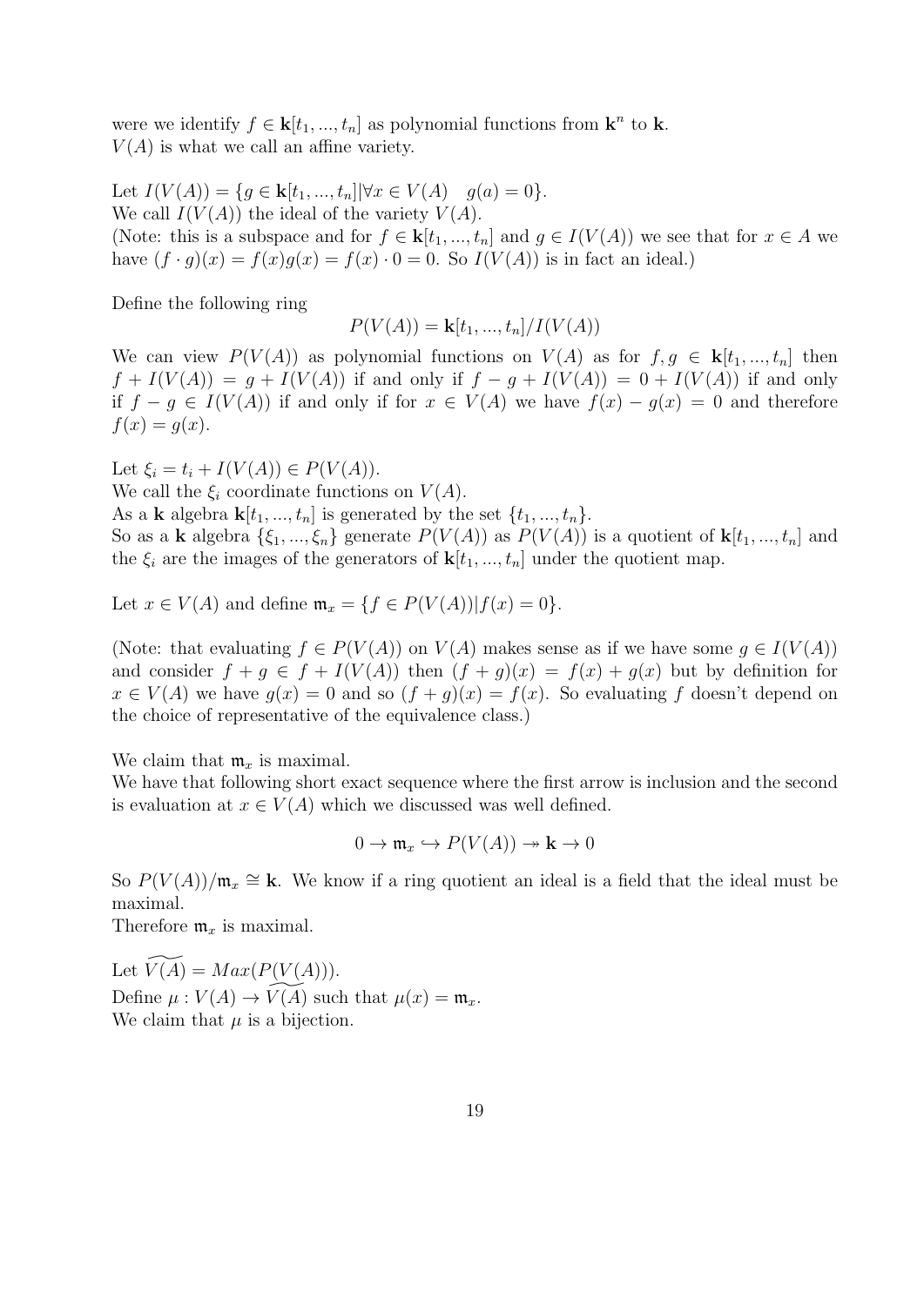were we identify $f \in \mathbf{k}[t_1, ..., t_n]$ as polynomial functions from $\mathbf{k}^n$ to $\mathbf{k}$.
$V(A)$ is what we call an affine variety.

Let $I(V(A)) = \{g \in \mathbf{k}[t_1, ..., t_n] | \forall x \in V(A) \quad g(a) = 0\}$.
We call $I(V(A))$ the ideal of the variety $V(A)$.
(Note: this is a subspace and for $f \in \mathbf{k}[t_1, ..., t_n]$ and $g \in I(V(A))$ we see that for $x \in A$ we have $(f \cdot g)(x) = f(x)g(x) = f(x) \cdot 0 = 0$. So $I(V(A))$ is in fact an ideal.)

Define the following ring

$$P(V(A)) = \mathbf{k}[t_1, ..., t_n]/I(V(A))$$

We can view $P(V(A))$ as polynomial functions on $V(A)$ as for $f, g \in \mathbf{k}[t_1, ..., t_n]$ then $f + I(V(A)) = g + I(V(A))$ if and only if $f - g + I(V(A)) = 0 + I(V(A))$ if and only if $f - g \in I(V(A))$ if and only if for $x \in V(A)$ we have $f(x) - g(x) = 0$ and therefore $f(x) = g(x)$.

Let $\xi_i = t_i + I(V(A)) \in P(V(A))$.
We call the $\xi_i$ coordinate functions on $V(A)$.
As a $\mathbf{k}$ algebra $\mathbf{k}[t_1, ..., t_n]$ is generated by the set $\{t_1, ..., t_n\}$.
So as a $\mathbf{k}$ algebra $\{\xi_1, ..., \xi_n\}$ generate $P(V(A))$ as $P(V(A))$ is a quotient of $\mathbf{k}[t_1, ..., t_n]$ and the $\xi_i$ are the images of the generators of $\mathbf{k}[t_1, ..., t_n]$ under the quotient map.

Let $x \in V(A)$ and define $\mathfrak{m}_x = \{f \in P(V(A)) | f(x) = 0\}$.

(Note: that evaluating $f \in P(V(A))$ on $V(A)$ makes sense as if we have some $g \in I(V(A))$ and consider $f + g \in f + I(V(A))$ then $(f + g)(x) = f(x) + g(x)$ but by definition for $x \in V(A)$ we have $g(x) = 0$ and so $(f + g)(x) = f(x)$. So evaluating $f$ doesn't depend on the choice of representative of the equivalence class.)

We claim that $\mathfrak{m}_x$ is maximal.
We have that following short exact sequence where the first arrow is inclusion and the second is evaluation at $x \in V(A)$ which we discussed was well defined.

$$0 \to \mathfrak{m}_x \hookrightarrow P(V(A)) \twoheadrightarrow \mathbf{k} \to 0$$

So $P(V(A))/\mathfrak{m}_x \cong \mathbf{k}$. We know if a ring quotient an ideal is a field that the ideal must be maximal.
Therefore $\mathfrak{m}_x$ is maximal.

Let $\widetilde{V(A)} = Max(P(V(A)))$.
Define $\mu : V(A) \to \widetilde{V(A)}$ such that $\mu(x) = \mathfrak{m}_x$.
We claim that $\mu$ is a bijection.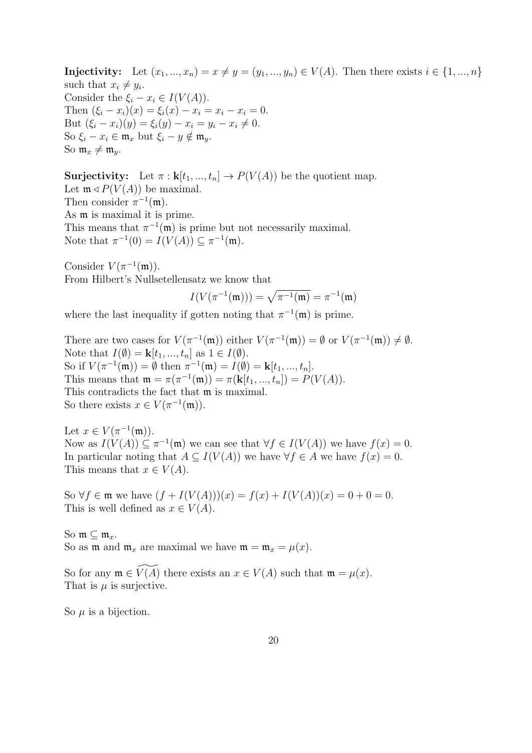**Injectivity:** Let $(x_1, ..., x_n) = x \neq y = (y_1, ..., y_n) \in V(A)$. Then there exists $i \in \{1, ..., n\}$ such that $x_i \neq y_i$.
Consider the $\xi_i - x_i \in I(V(A))$.
Then $(\xi_i - x_i)(x) = \xi_i(x) - x_i = x_i - x_i = 0$.
But $(\xi_i - x_i)(y) = \xi_i(y) - x_i = y_i - x_i \neq 0$.
So $\xi_i - x_i \in \mathfrak{m}_x$ but $\xi_i - y \notin \mathfrak{m}_y$.
So $\mathfrak{m}_x \neq \mathfrak{m}_y$.

**Surjectivity:** Let $\pi : \mathbf{k}[t_1, ..., t_n] \to P(V(A))$ be the quotient map.
Let $\mathfrak{m} \triangleleft P(V(A))$ be maximal.
Then consider $\pi^{-1}(\mathfrak{m})$.
As $\mathfrak{m}$ is maximal it is prime.
This means that $\pi^{-1}(\mathfrak{m})$ is prime but not necessarily maximal.
Note that $\pi^{-1}(0) = I(V(A)) \subseteq \pi^{-1}(\mathfrak{m})$.

Consider $V(\pi^{-1}(\mathfrak{m}))$.
From Hilbert's Nullsetellensatz we know that

$$I(V(\pi^{-1}(\mathfrak{m}))) = \sqrt{\pi^{-1}(\mathfrak{m})} = \pi^{-1}(\mathfrak{m})$$

where the last inequality if gotten noting that $\pi^{-1}(\mathfrak{m})$ is prime.

There are two cases for $V(\pi^{-1}(\mathfrak{m}))$ either $V(\pi^{-1}(\mathfrak{m})) = \emptyset$ or $V(\pi^{-1}(\mathfrak{m})) \neq \emptyset$.
Note that $I(\emptyset) = \mathbf{k}[t_1, ..., t_n]$ as $1 \in I(\emptyset)$.
So if $V(\pi^{-1}(\mathfrak{m})) = \emptyset$ then $\pi^{-1}(\mathfrak{m}) = I(\emptyset) = \mathbf{k}[t_1, ..., t_n]$.
This means that $\mathfrak{m} = \pi(\pi^{-1}(\mathfrak{m})) = \pi(\mathbf{k}[t_1, ..., t_n]) = P(V(A))$.
This contradicts the fact that $\mathfrak{m}$ is maximal.
So there exists $x \in V(\pi^{-1}(\mathfrak{m}))$.

Let $x \in V(\pi^{-1}(\mathfrak{m}))$.
Now as $I(V(A)) \subseteq \pi^{-1}(\mathfrak{m})$ we can see that $\forall f \in I(V(A))$ we have $f(x) = 0$.
In particular noting that $A \subseteq I(V(A))$ we have $\forall f \in A$ we have $f(x) = 0$.
This means that $x \in V(A)$.

So $\forall f \in \mathfrak{m}$ we have $(f + I(V(A)))(x) = f(x) + I(V(A))(x) = 0 + 0 = 0$.
This is well defined as $x \in V(A)$.

So $\mathfrak{m} \subseteq \mathfrak{m}_x$.
So as $\mathfrak{m}$ and $\mathfrak{m}_x$ are maximal we have $\mathfrak{m} = \mathfrak{m}_x = \mu(x)$.

So for any $\mathfrak{m} \in \widetilde{V(A)}$ there exists an $x \in V(A)$ such that $\mathfrak{m} = \mu(x)$.
That is $\mu$ is surjective.

So $\mu$ is a bijection.